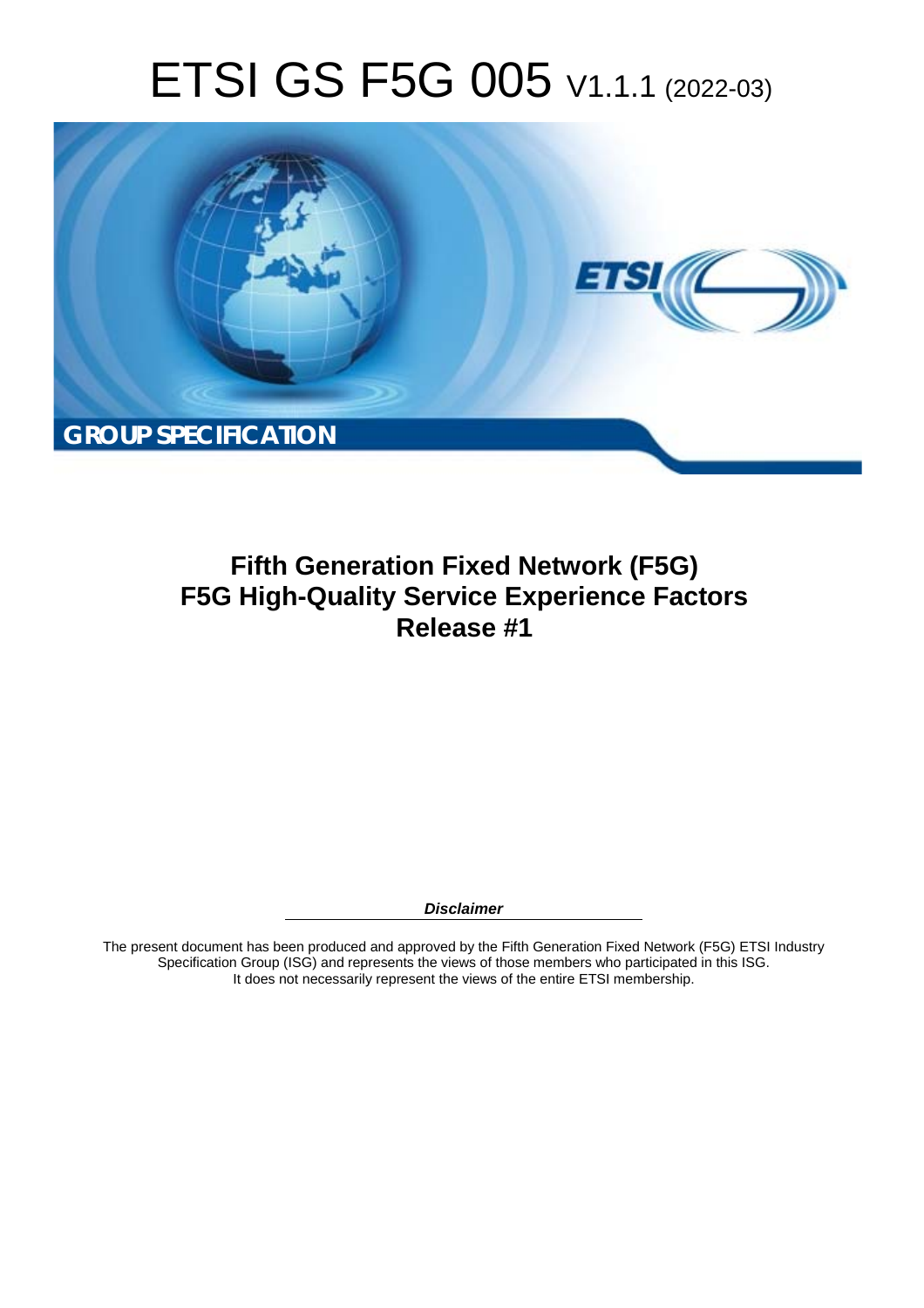# ETSI GS F5G 005 V1.1.1 (2022-03)

**GROUP SPECIFICATION**

## Fifth Generation Fixed Network (F5G)
## F5G High-Quality Service Experience Factors
## Release #1

***Disclaimer***

The present document has been produced and approved by the Fifth Generation Fixed Network (F5G) ETSI Industry Specification Group (ISG) and represents the views of those members who participated in this ISG.
It does not necessarily represent the views of the entire ETSI membership.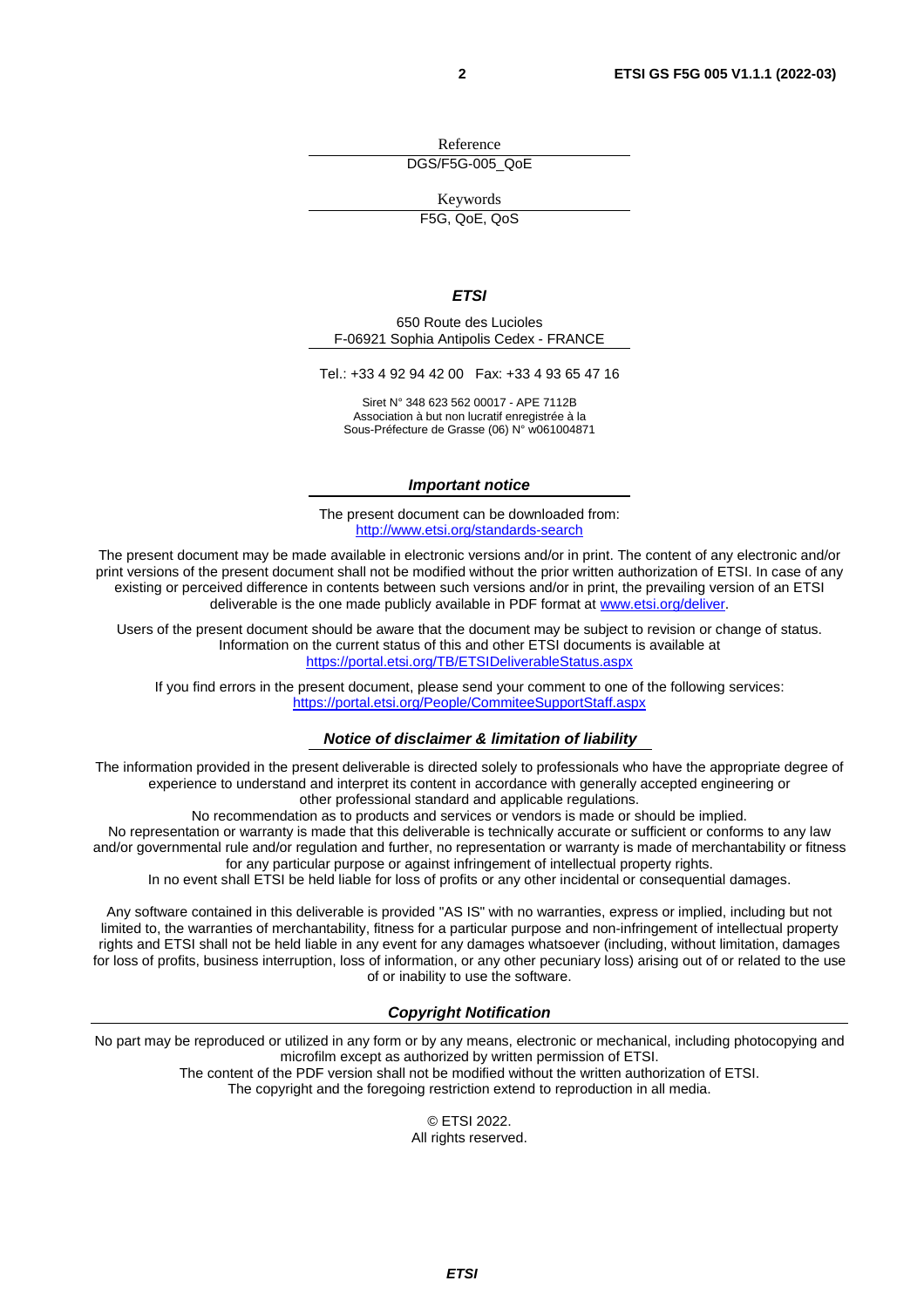Reference

DGS/F5G-005_QoE

Keywords

F5G, QoE, QoS

***ETSI***

650 Route des Lucioles
F-06921 Sophia Antipolis Cedex - FRANCE

Tel.: +33 4 92 94 42 00   Fax: +33 4 93 65 47 16

Siret N° 348 623 562 00017 - APE 7112B
Association à but non lucratif enregistrée à la
Sous-Préfecture de Grasse (06) N° w061004871

***Important notice***

The present document can be downloaded from:
http://www.etsi.org/standards-search

The present document may be made available in electronic versions and/or in print. The content of any electronic and/or print versions of the present document shall not be modified without the prior written authorization of ETSI. In case of any existing or perceived difference in contents between such versions and/or in print, the prevailing version of an ETSI deliverable is the one made publicly available in PDF format at www.etsi.org/deliver.

Users of the present document should be aware that the document may be subject to revision or change of status. Information on the current status of this and other ETSI documents is available at https://portal.etsi.org/TB/ETSIDeliverableStatus.aspx

If you find errors in the present document, please send your comment to one of the following services: https://portal.etsi.org/People/CommiteeSupportStaff.aspx

***Notice of disclaimer & limitation of liability***

The information provided in the present deliverable is directed solely to professionals who have the appropriate degree of experience to understand and interpret its content in accordance with generally accepted engineering or other professional standard and applicable regulations.
No recommendation as to products and services or vendors is made or should be implied.
No representation or warranty is made that this deliverable is technically accurate or sufficient or conforms to any law and/or governmental rule and/or regulation and further, no representation or warranty is made of merchantability or fitness for any particular purpose or against infringement of intellectual property rights.
In no event shall ETSI be held liable for loss of profits or any other incidental or consequential damages.

Any software contained in this deliverable is provided "AS IS" with no warranties, express or implied, including but not limited to, the warranties of merchantability, fitness for a particular purpose and non-infringement of intellectual property rights and ETSI shall not be held liable in any event for any damages whatsoever (including, without limitation, damages for loss of profits, business interruption, loss of information, or any other pecuniary loss) arising out of or related to the use of or inability to use the software.

***Copyright Notification***

No part may be reproduced or utilized in any form or by any means, electronic or mechanical, including photocopying and microfilm except as authorized by written permission of ETSI.
The content of the PDF version shall not be modified without the written authorization of ETSI.
The copyright and the foregoing restriction extend to reproduction in all media.

© ETSI 2022.
All rights reserved.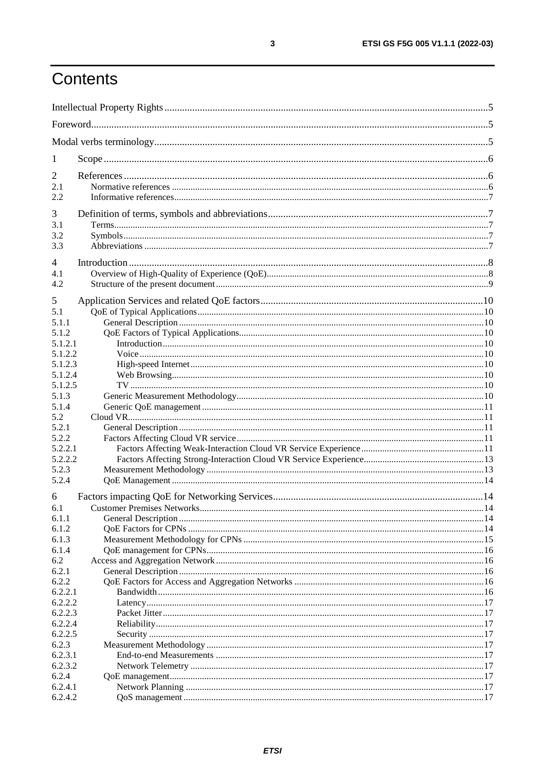# Contents

Intellectual Property Rights ..... 5
Foreword ..... 5
Modal verbs terminology ..... 5
1 Scope ..... 6
2 References ..... 6
2.1 Normative references ..... 6
2.2 Informative references ..... 7
3 Definition of terms, symbols and abbreviations ..... 7
3.1 Terms ..... 7
3.2 Symbols ..... 7
3.3 Abbreviations ..... 7
4 Introduction ..... 8
4.1 Overview of High-Quality of Experience (QoE) ..... 8
4.2 Structure of the present document ..... 9
5 Application Services and related QoE factors ..... 10
5.1 QoE of Typical Applications ..... 10
5.1.1 General Description ..... 10
5.1.2 QoE Factors of Typical Applications ..... 10
5.1.2.1 Introduction ..... 10
5.1.2.2 Voice ..... 10
5.1.2.3 High-speed Internet ..... 10
5.1.2.4 Web Browsing ..... 10
5.1.2.5 TV ..... 10
5.1.3 Generic Measurement Methodology ..... 10
5.1.4 Generic QoE management ..... 11
5.2 Cloud VR ..... 11
5.2.1 General Description ..... 11
5.2.2 Factors Affecting Cloud VR service ..... 11
5.2.2.1 Factors Affecting Weak-Interaction Cloud VR Service Experience ..... 11
5.2.2.2 Factors Affecting Strong-Interaction Cloud VR Service Experience ..... 13
5.2.3 Measurement Methodology ..... 13
5.2.4 QoE Management ..... 14
6 Factors impacting QoE for Networking Services ..... 14
6.1 Customer Premises Networks ..... 14
6.1.1 General Description ..... 14
6.1.2 QoE Factors for CPNs ..... 14
6.1.3 Measurement Methodology for CPNs ..... 15
6.1.4 QoE management for CPNs ..... 16
6.2 Access and Aggregation Network ..... 16
6.2.1 General Description ..... 16
6.2.2 QoE Factors for Access and Aggregation Networks ..... 16
6.2.2.1 Bandwidth ..... 16
6.2.2.2 Latency ..... 17
6.2.2.3 Packet Jitter ..... 17
6.2.2.4 Reliability ..... 17
6.2.2.5 Security ..... 17
6.2.3 Measurement Methodology ..... 17
6.2.3.1 End-to-end Measurements ..... 17
6.2.3.2 Network Telemetry ..... 17
6.2.4 QoE management ..... 17
6.2.4.1 Network Planning ..... 17
6.2.4.2 QoS management ..... 17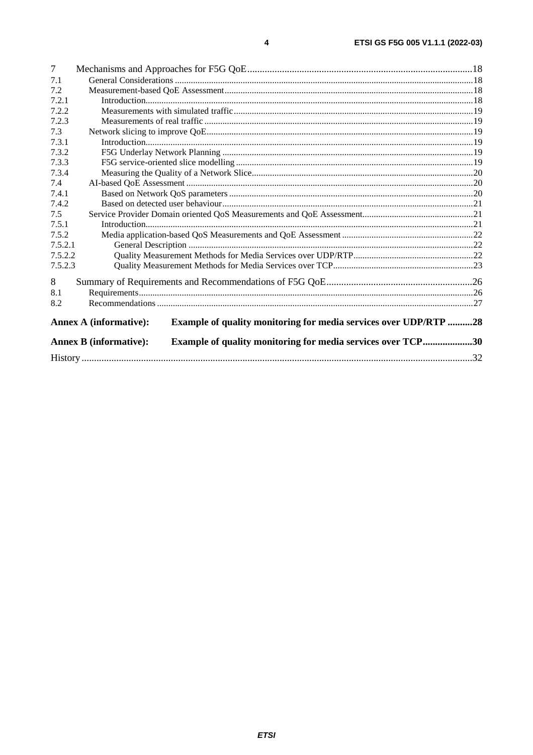7 Mechanisms and Approaches for F5G QoE ... 18
7.1 General Considerations ... 18
7.2 Measurement-based QoE Assessment ... 18
7.2.1 Introduction ... 18
7.2.2 Measurements with simulated traffic ... 19
7.2.3 Measurements of real traffic ... 19
7.3 Network slicing to improve QoE ... 19
7.3.1 Introduction ... 19
7.3.2 F5G Underlay Network Planning ... 19
7.3.3 F5G service-oriented slice modelling ... 19
7.3.4 Measuring the Quality of a Network Slice ... 20
7.4 AI-based QoE Assessment ... 20
7.4.1 Based on Network QoS parameters ... 20
7.4.2 Based on detected user behaviour ... 21
7.5 Service Provider Domain oriented QoS Measurements and QoE Assessment ... 21
7.5.1 Introduction ... 21
7.5.2 Media application-based QoS Measurements and QoE Assessment ... 22
7.5.2.1 General Description ... 22
7.5.2.2 Quality Measurement Methods for Media Services over UDP/RTP ... 22
7.5.2.3 Quality Measurement Methods for Media Services over TCP ... 23

8 Summary of Requirements and Recommendations of F5G QoE ... 26
8.1 Requirements ... 26
8.2 Recommendations ... 27

**Annex A (informative): Example of quality monitoring for media services over UDP/RTP ... 28**

**Annex B (informative): Example of quality monitoring for media services over TCP ... 30**

History ... 32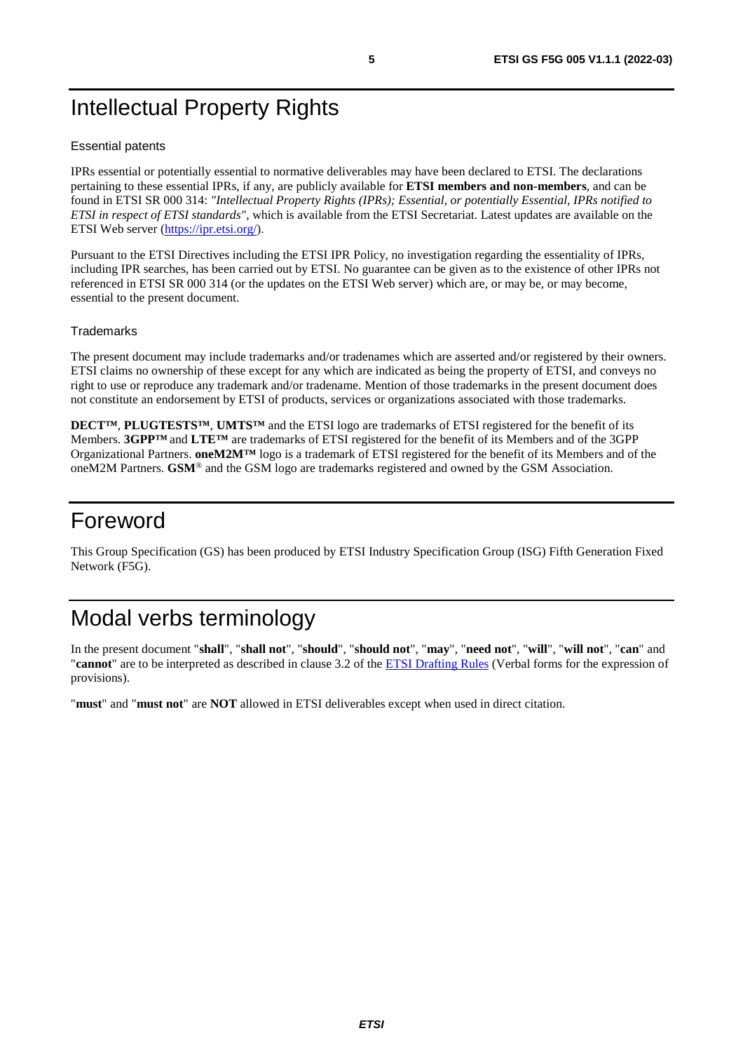# Intellectual Property Rights

### Essential patents

IPRs essential or potentially essential to normative deliverables may have been declared to ETSI. The declarations pertaining to these essential IPRs, if any, are publicly available for **ETSI members and non-members**, and can be found in ETSI SR 000 314: *"Intellectual Property Rights (IPRs); Essential, or potentially Essential, IPRs notified to ETSI in respect of ETSI standards"*, which is available from the ETSI Secretariat. Latest updates are available on the ETSI Web server (https://ipr.etsi.org/).

Pursuant to the ETSI Directives including the ETSI IPR Policy, no investigation regarding the essentiality of IPRs, including IPR searches, has been carried out by ETSI. No guarantee can be given as to the existence of other IPRs not referenced in ETSI SR 000 314 (or the updates on the ETSI Web server) which are, or may be, or may become, essential to the present document.

### Trademarks

The present document may include trademarks and/or tradenames which are asserted and/or registered by their owners. ETSI claims no ownership of these except for any which are indicated as being the property of ETSI, and conveys no right to use or reproduce any trademark and/or tradename. Mention of those trademarks in the present document does not constitute an endorsement by ETSI of products, services or organizations associated with those trademarks.

**DECT™**, **PLUGTESTS™**, **UMTS™** and the ETSI logo are trademarks of ETSI registered for the benefit of its Members. **3GPP™** and **LTE™** are trademarks of ETSI registered for the benefit of its Members and of the 3GPP Organizational Partners. **oneM2M™** logo is a trademark of ETSI registered for the benefit of its Members and of the oneM2M Partners. **GSM**® and the GSM logo are trademarks registered and owned by the GSM Association.

# Foreword

This Group Specification (GS) has been produced by ETSI Industry Specification Group (ISG) Fifth Generation Fixed Network (F5G).

# Modal verbs terminology

In the present document "**shall**", "**shall not**", "**should**", "**should not**", "**may**", "**need not**", "**will**", "**will not**", "**can**" and "**cannot**" are to be interpreted as described in clause 3.2 of the ETSI Drafting Rules (Verbal forms for the expression of provisions).

"**must**" and "**must not**" are **NOT** allowed in ETSI deliverables except when used in direct citation.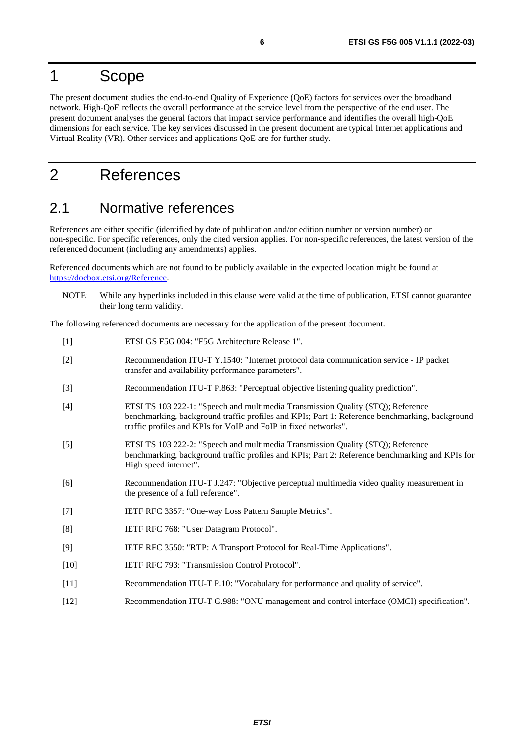# 1 Scope

The present document studies the end-to-end Quality of Experience (QoE) factors for services over the broadband network. High-QoE reflects the overall performance at the service level from the perspective of the end user. The present document analyses the general factors that impact service performance and identifies the overall high-QoE dimensions for each service. The key services discussed in the present document are typical Internet applications and Virtual Reality (VR). Other services and applications QoE are for further study.

# 2 References

## 2.1 Normative references

References are either specific (identified by date of publication and/or edition number or version number) or non-specific. For specific references, only the cited version applies. For non-specific references, the latest version of the referenced document (including any amendments) applies.

Referenced documents which are not found to be publicly available in the expected location might be found at https://docbox.etsi.org/Reference.

NOTE: While any hyperlinks included in this clause were valid at the time of publication, ETSI cannot guarantee their long term validity.

The following referenced documents are necessary for the application of the present document.

[1] ETSI GS F5G 004: "F5G Architecture Release 1".

[2] Recommendation ITU-T Y.1540: "Internet protocol data communication service - IP packet transfer and availability performance parameters".

[3] Recommendation ITU-T P.863: "Perceptual objective listening quality prediction".

[4] ETSI TS 103 222-1: "Speech and multimedia Transmission Quality (STQ); Reference benchmarking, background traffic profiles and KPIs; Part 1: Reference benchmarking, background traffic profiles and KPIs for VoIP and FoIP in fixed networks".

[5] ETSI TS 103 222-2: "Speech and multimedia Transmission Quality (STQ); Reference benchmarking, background traffic profiles and KPIs; Part 2: Reference benchmarking and KPIs for High speed internet".

[6] Recommendation ITU-T J.247: "Objective perceptual multimedia video quality measurement in the presence of a full reference".

[7] IETF RFC 3357: "One-way Loss Pattern Sample Metrics".

[8] IETF RFC 768: "User Datagram Protocol".

[9] IETF RFC 3550: "RTP: A Transport Protocol for Real-Time Applications".

[10] IETF RFC 793: "Transmission Control Protocol".

[11] Recommendation ITU-T P.10: "Vocabulary for performance and quality of service".

[12] Recommendation ITU-T G.988: "ONU management and control interface (OMCI) specification".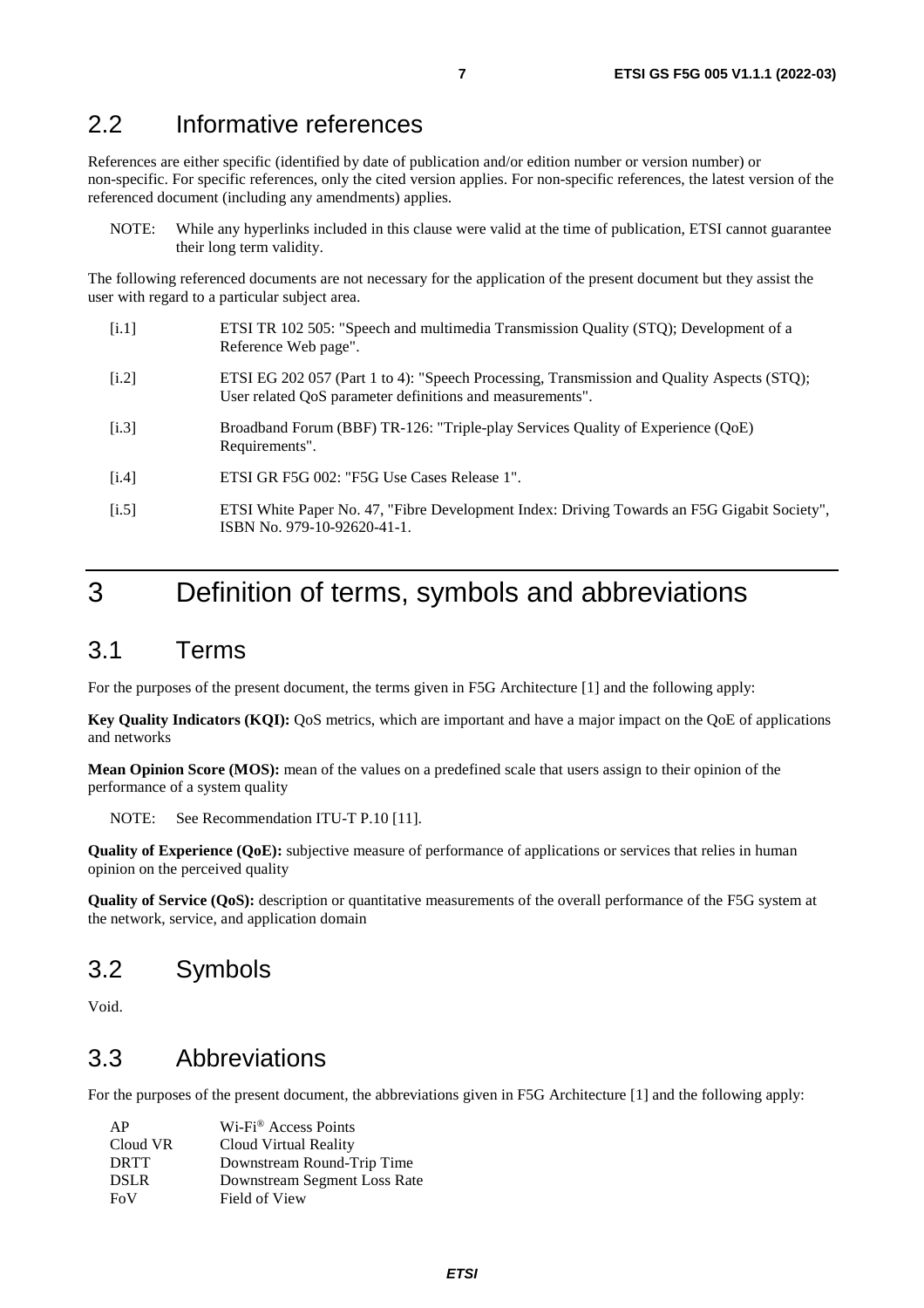## 2.2 Informative references

References are either specific (identified by date of publication and/or edition number or version number) or non-specific. For specific references, only the cited version applies. For non-specific references, the latest version of the referenced document (including any amendments) applies.

NOTE: While any hyperlinks included in this clause were valid at the time of publication, ETSI cannot guarantee their long term validity.

The following referenced documents are not necessary for the application of the present document but they assist the user with regard to a particular subject area.

[i.1] ETSI TR 102 505: "Speech and multimedia Transmission Quality (STQ); Development of a Reference Web page".

[i.2] ETSI EG 202 057 (Part 1 to 4): "Speech Processing, Transmission and Quality Aspects (STQ); User related QoS parameter definitions and measurements".

[i.3] Broadband Forum (BBF) TR-126: "Triple-play Services Quality of Experience (QoE) Requirements".

[i.4] ETSI GR F5G 002: "F5G Use Cases Release 1".

[i.5] ETSI White Paper No. 47, "Fibre Development Index: Driving Towards an F5G Gigabit Society", ISBN No. 979-10-92620-41-1.

# 3 Definition of terms, symbols and abbreviations

## 3.1 Terms

For the purposes of the present document, the terms given in F5G Architecture [1] and the following apply:

**Key Quality Indicators (KQI):** QoS metrics, which are important and have a major impact on the QoE of applications and networks

**Mean Opinion Score (MOS):** mean of the values on a predefined scale that users assign to their opinion of the performance of a system quality

NOTE: See Recommendation ITU-T P.10 [11].

**Quality of Experience (QoE):** subjective measure of performance of applications or services that relies in human opinion on the perceived quality

**Quality of Service (QoS):** description or quantitative measurements of the overall performance of the F5G system at the network, service, and application domain

## 3.2 Symbols

Void.

## 3.3 Abbreviations

For the purposes of the present document, the abbreviations given in F5G Architecture [1] and the following apply:

| | |
|---|---|
| AP | Wi-Fi® Access Points |
| Cloud VR | Cloud Virtual Reality |
| DRTT | Downstream Round-Trip Time |
| DSLR | Downstream Segment Loss Rate |
| FoV | Field of View |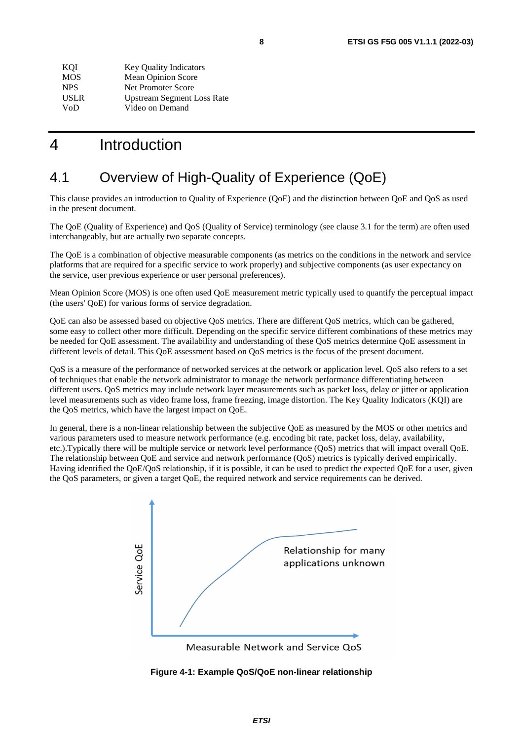| | |
|---|---|
| KQI | Key Quality Indicators |
| MOS | Mean Opinion Score |
| NPS | Net Promoter Score |
| USLR | Upstream Segment Loss Rate |
| VoD | Video on Demand |

# 4 Introduction

## 4.1 Overview of High-Quality of Experience (QoE)

This clause provides an introduction to Quality of Experience (QoE) and the distinction between QoE and QoS as used in the present document.

The QoE (Quality of Experience) and QoS (Quality of Service) terminology (see clause 3.1 for the term) are often used interchangeably, but are actually two separate concepts.

The QoE is a combination of objective measurable components (as metrics on the conditions in the network and service platforms that are required for a specific service to work properly) and subjective components (as user expectancy on the service, user previous experience or user personal preferences).

Mean Opinion Score (MOS) is one often used QoE measurement metric typically used to quantify the perceptual impact (the users' QoE) for various forms of service degradation.

QoE can also be assessed based on objective QoS metrics. There are different QoS metrics, which can be gathered, some easy to collect other more difficult. Depending on the specific service different combinations of these metrics may be needed for QoE assessment. The availability and understanding of these QoS metrics determine QoE assessment in different levels of detail. This QoE assessment based on QoS metrics is the focus of the present document.

QoS is a measure of the performance of networked services at the network or application level. QoS also refers to a set of techniques that enable the network administrator to manage the network performance differentiating between different users. QoS metrics may include network layer measurements such as packet loss, delay or jitter or application level measurements such as video frame loss, frame freezing, image distortion. The Key Quality Indicators (KQI) are the QoS metrics, which have the largest impact on QoE.

In general, there is a non-linear relationship between the subjective QoE as measured by the MOS or other metrics and various parameters used to measure network performance (e.g. encoding bit rate, packet loss, delay, availability, etc.).Typically there will be multiple service or network level performance (QoS) metrics that will impact overall QoE. The relationship between QoE and service and network performance (QoS) metrics is typically derived empirically. Having identified the QoE/QoS relationship, if it is possible, it can be used to predict the expected QoE for a user, given the QoS parameters, or given a target QoE, the required network and service requirements can be derived.

**Figure 4-1: Example QoS/QoE non-linear relationship**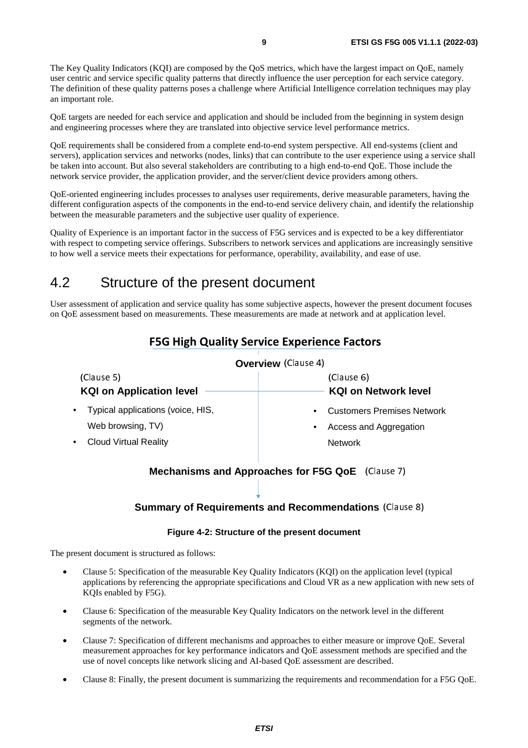The Key Quality Indicators (KQI) are composed by the QoS metrics, which have the largest impact on QoE, namely user centric and service specific quality patterns that directly influence the user perception for each service category. The definition of these quality patterns poses a challenge where Artificial Intelligence correlation techniques may play an important role.

QoE targets are needed for each service and application and should be included from the beginning in system design and engineering processes where they are translated into objective service level performance metrics.

QoE requirements shall be considered from a complete end-to-end system perspective. All end-systems (client and servers), application services and networks (nodes, links) that can contribute to the user experience using a service shall be taken into account. But also several stakeholders are contributing to a high end-to-end QoE. Those include the network service provider, the application provider, and the server/client device providers among others.

QoE-oriented engineering includes processes to analyses user requirements, derive measurable parameters, having the different configuration aspects of the components in the end-to-end service delivery chain, and identify the relationship between the measurable parameters and the subjective user quality of experience.

Quality of Experience is an important factor in the success of F5G services and is expected to be a key differentiator with respect to competing service offerings. Subscribers to network services and applications are increasingly sensitive to how well a service meets their expectations for performance, operability, availability, and ease of use.

## 4.2 Structure of the present document

User assessment of application and service quality has some subjective aspects, however the present document focuses on QoE assessment based on measurements. These measurements are made at network and at application level.

**F5G High Quality Service Experience Factors**

**Overview** (Clause 4)

(Clause 5)
**KQI on Application level**
- Typical applications (voice, HIS, Web browsing, TV)
- Cloud Virtual Reality

(Clause 6)
**KQI on Network level**
- Customers Premises Network
- Access and Aggregation Network

**Mechanisms and Approaches for F5G QoE** (Clause 7)

**Summary of Requirements and Recommendations** (Clause 8)

**Figure 4-2: Structure of the present document**

The present document is structured as follows:

- Clause 5: Specification of the measurable Key Quality Indicators (KQI) on the application level (typical applications by referencing the appropriate specifications and Cloud VR as a new application with new sets of KQIs enabled by F5G).
- Clause 6: Specification of the measurable Key Quality Indicators on the network level in the different segments of the network.
- Clause 7: Specification of different mechanisms and approaches to either measure or improve QoE. Several measurement approaches for key performance indicators and QoE assessment methods are specified and the use of novel concepts like network slicing and AI-based QoE assessment are described.
- Clause 8: Finally, the present document is summarizing the requirements and recommendation for a F5G QoE.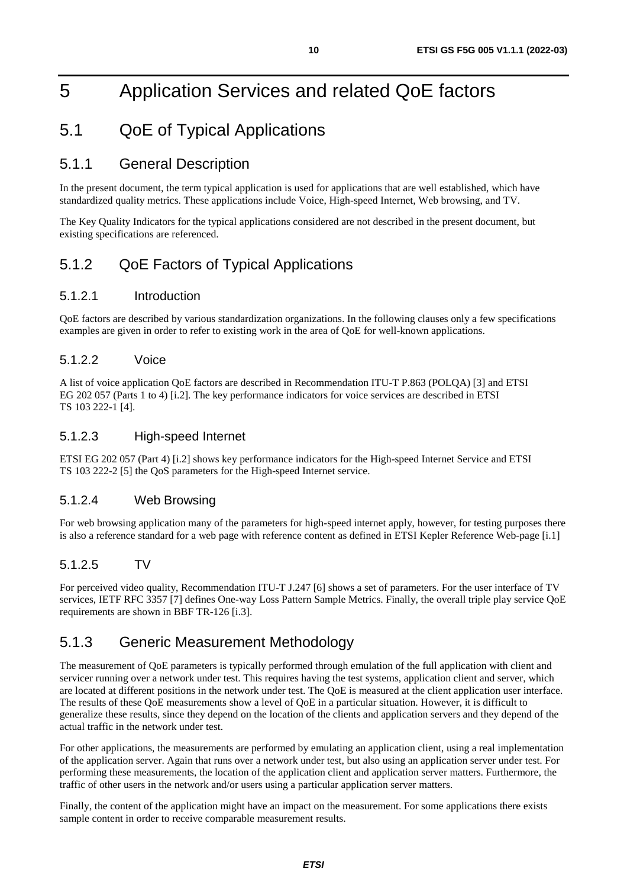# 5 Application Services and related QoE factors

## 5.1 QoE of Typical Applications

### 5.1.1 General Description

In the present document, the term typical application is used for applications that are well established, which have standardized quality metrics. These applications include Voice, High-speed Internet, Web browsing, and TV.

The Key Quality Indicators for the typical applications considered are not described in the present document, but existing specifications are referenced.

### 5.1.2 QoE Factors of Typical Applications

#### 5.1.2.1 Introduction

QoE factors are described by various standardization organizations. In the following clauses only a few specifications examples are given in order to refer to existing work in the area of QoE for well-known applications.

#### 5.1.2.2 Voice

A list of voice application QoE factors are described in Recommendation ITU-T P.863 (POLQA) [3] and ETSI EG 202 057 (Parts 1 to 4) [i.2]. The key performance indicators for voice services are described in ETSI TS 103 222-1 [4].

#### 5.1.2.3 High-speed Internet

ETSI EG 202 057 (Part 4) [i.2] shows key performance indicators for the High-speed Internet Service and ETSI TS 103 222-2 [5] the QoS parameters for the High-speed Internet service.

#### 5.1.2.4 Web Browsing

For web browsing application many of the parameters for high-speed internet apply, however, for testing purposes there is also a reference standard for a web page with reference content as defined in ETSI Kepler Reference Web-page [i.1]

#### 5.1.2.5 TV

For perceived video quality, Recommendation ITU-T J.247 [6] shows a set of parameters. For the user interface of TV services, IETF RFC 3357 [7] defines One-way Loss Pattern Sample Metrics. Finally, the overall triple play service QoE requirements are shown in BBF TR-126 [i.3].

### 5.1.3 Generic Measurement Methodology

The measurement of QoE parameters is typically performed through emulation of the full application with client and servicer running over a network under test. This requires having the test systems, application client and server, which are located at different positions in the network under test. The QoE is measured at the client application user interface. The results of these QoE measurements show a level of QoE in a particular situation. However, it is difficult to generalize these results, since they depend on the location of the clients and application servers and they depend of the actual traffic in the network under test.

For other applications, the measurements are performed by emulating an application client, using a real implementation of the application server. Again that runs over a network under test, but also using an application server under test. For performing these measurements, the location of the application client and application server matters. Furthermore, the traffic of other users in the network and/or users using a particular application server matters.

Finally, the content of the application might have an impact on the measurement. For some applications there exists sample content in order to receive comparable measurement results.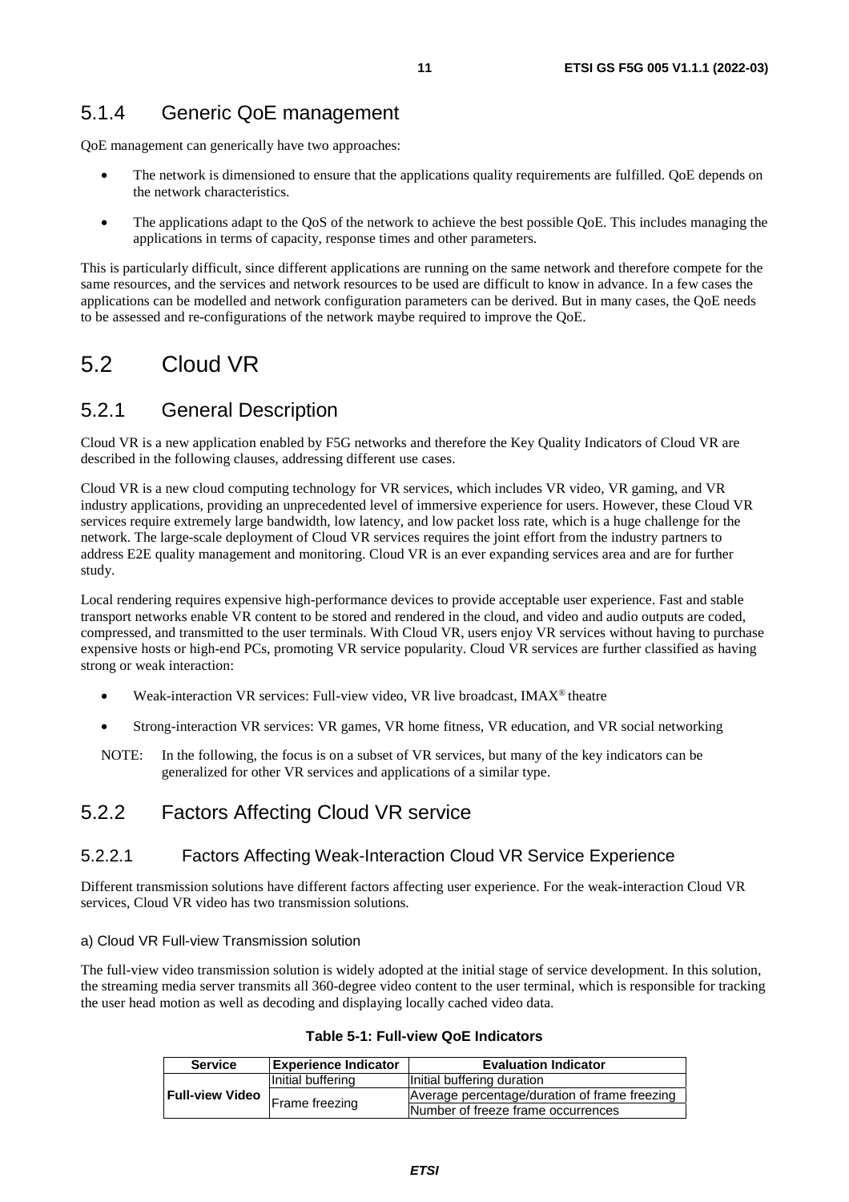### 5.1.4 Generic QoE management

QoE management can generically have two approaches:

- The network is dimensioned to ensure that the applications quality requirements are fulfilled. QoE depends on the network characteristics.
- The applications adapt to the QoS of the network to achieve the best possible QoE. This includes managing the applications in terms of capacity, response times and other parameters.

This is particularly difficult, since different applications are running on the same network and therefore compete for the same resources, and the services and network resources to be used are difficult to know in advance. In a few cases the applications can be modelled and network configuration parameters can be derived. But in many cases, the QoE needs to be assessed and re-configurations of the network maybe required to improve the QoE.

## 5.2 Cloud VR

### 5.2.1 General Description

Cloud VR is a new application enabled by F5G networks and therefore the Key Quality Indicators of Cloud VR are described in the following clauses, addressing different use cases.

Cloud VR is a new cloud computing technology for VR services, which includes VR video, VR gaming, and VR industry applications, providing an unprecedented level of immersive experience for users. However, these Cloud VR services require extremely large bandwidth, low latency, and low packet loss rate, which is a huge challenge for the network. The large-scale deployment of Cloud VR services requires the joint effort from the industry partners to address E2E quality management and monitoring. Cloud VR is an ever expanding services area and are for further study.

Local rendering requires expensive high-performance devices to provide acceptable user experience. Fast and stable transport networks enable VR content to be stored and rendered in the cloud, and video and audio outputs are coded, compressed, and transmitted to the user terminals. With Cloud VR, users enjoy VR services without having to purchase expensive hosts or high-end PCs, promoting VR service popularity. Cloud VR services are further classified as having strong or weak interaction:

- Weak-interaction VR services: Full-view video, VR live broadcast, IMAX® theatre
- Strong-interaction VR services: VR games, VR home fitness, VR education, and VR social networking

NOTE: In the following, the focus is on a subset of VR services, but many of the key indicators can be generalized for other VR services and applications of a similar type.

### 5.2.2 Factors Affecting Cloud VR service

#### 5.2.2.1 Factors Affecting Weak-Interaction Cloud VR Service Experience

Different transmission solutions have different factors affecting user experience. For the weak-interaction Cloud VR services, Cloud VR video has two transmission solutions.

a) Cloud VR Full-view Transmission solution

The full-view video transmission solution is widely adopted at the initial stage of service development. In this solution, the streaming media server transmits all 360-degree video content to the user terminal, which is responsible for tracking the user head motion as well as decoding and displaying locally cached video data.

**Table 5-1: Full-view QoE Indicators**

| Service | Experience Indicator | Evaluation Indicator |
|---|---|---|
| Full-view Video | Initial buffering | Initial buffering duration |
| | Frame freezing | Average percentage/duration of frame freezing |
| | | Number of freeze frame occurrences |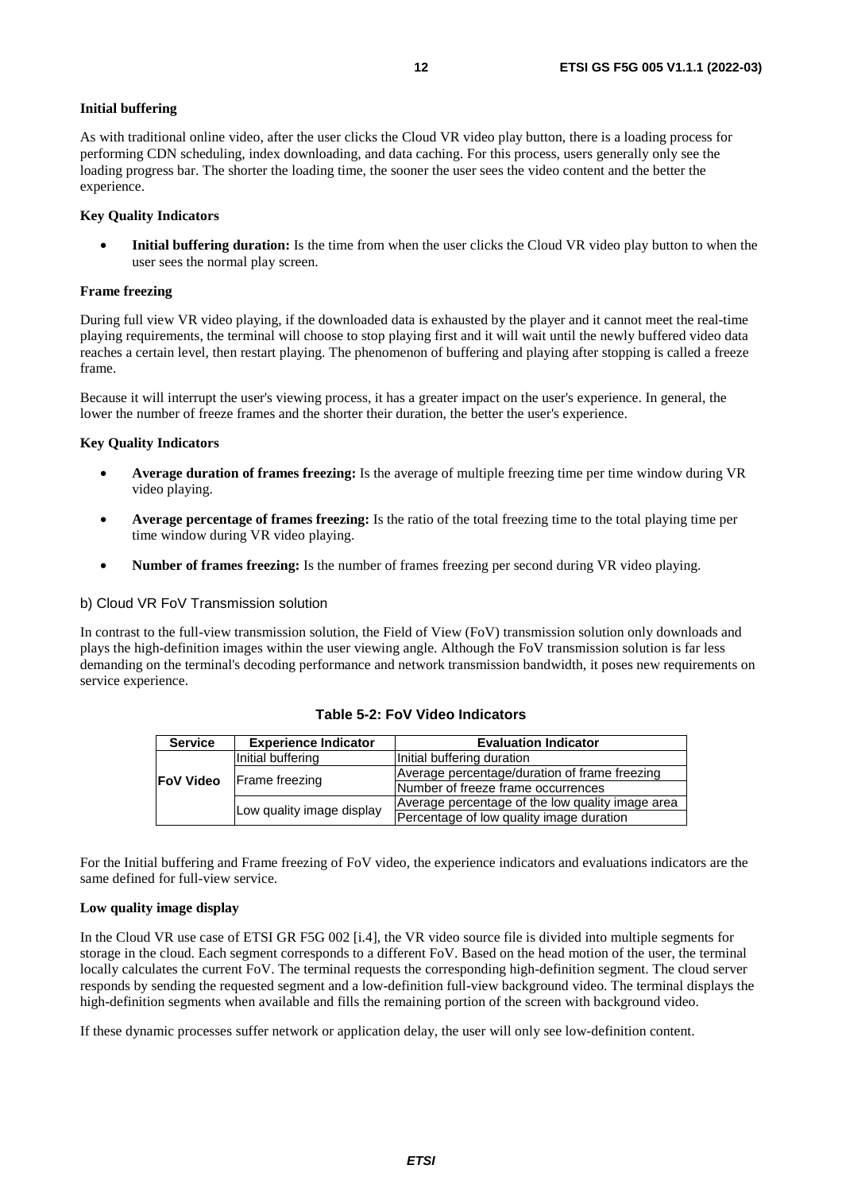**Initial buffering**

As with traditional online video, after the user clicks the Cloud VR video play button, there is a loading process for performing CDN scheduling, index downloading, and data caching. For this process, users generally only see the loading progress bar. The shorter the loading time, the sooner the user sees the video content and the better the experience.

**Key Quality Indicators**

- **Initial buffering duration:** Is the time from when the user clicks the Cloud VR video play button to when the user sees the normal play screen.

**Frame freezing**

During full view VR video playing, if the downloaded data is exhausted by the player and it cannot meet the real-time playing requirements, the terminal will choose to stop playing first and it will wait until the newly buffered video data reaches a certain level, then restart playing. The phenomenon of buffering and playing after stopping is called a freeze frame.

Because it will interrupt the user's viewing process, it has a greater impact on the user's experience. In general, the lower the number of freeze frames and the shorter their duration, the better the user's experience.

**Key Quality Indicators**

- **Average duration of frames freezing:** Is the average of multiple freezing time per time window during VR video playing.
- **Average percentage of frames freezing:** Is the ratio of the total freezing time to the total playing time per time window during VR video playing.
- **Number of frames freezing:** Is the number of frames freezing per second during VR video playing.

b) Cloud VR FoV Transmission solution

In contrast to the full-view transmission solution, the Field of View (FoV) transmission solution only downloads and plays the high-definition images within the user viewing angle. Although the FoV transmission solution is far less demanding on the terminal's decoding performance and network transmission bandwidth, it poses new requirements on service experience.

**Table 5-2: FoV Video Indicators**

| Service | Experience Indicator | Evaluation Indicator |
|---|---|---|
| FoV Video | Initial buffering | Initial buffering duration |
| | Frame freezing | Average percentage/duration of frame freezing |
| | | Number of freeze frame occurrences |
| | Low quality image display | Average percentage of the low quality image area |
| | | Percentage of low quality image duration |

For the Initial buffering and Frame freezing of FoV video, the experience indicators and evaluations indicators are the same defined for full-view service.

**Low quality image display**

In the Cloud VR use case of ETSI GR F5G 002 [i.4], the VR video source file is divided into multiple segments for storage in the cloud. Each segment corresponds to a different FoV. Based on the head motion of the user, the terminal locally calculates the current FoV. The terminal requests the corresponding high-definition segment. The cloud server responds by sending the requested segment and a low-definition full-view background video. The terminal displays the high-definition segments when available and fills the remaining portion of the screen with background video.

If these dynamic processes suffer network or application delay, the user will only see low-definition content.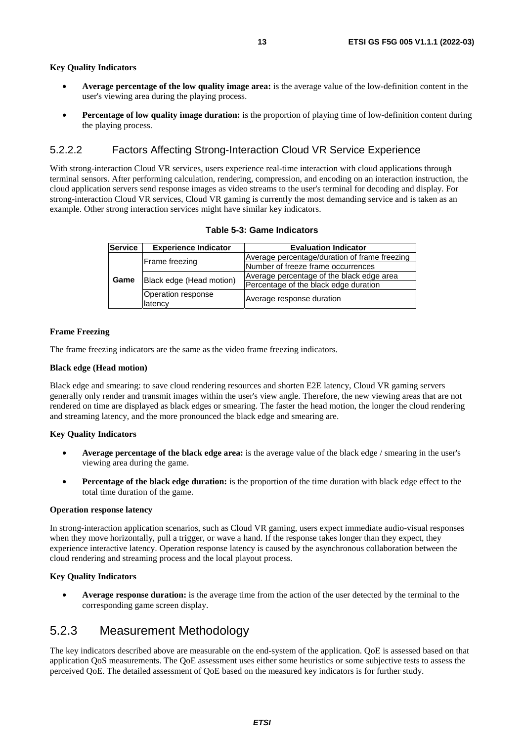**Key Quality Indicators**

- **Average percentage of the low quality image area:** is the average value of the low-definition content in the user's viewing area during the playing process.
- **Percentage of low quality image duration:** is the proportion of playing time of low-definition content during the playing process.

#### 5.2.2.2 Factors Affecting Strong-Interaction Cloud VR Service Experience

With strong-interaction Cloud VR services, users experience real-time interaction with cloud applications through terminal sensors. After performing calculation, rendering, compression, and encoding on an interaction instruction, the cloud application servers send response images as video streams to the user's terminal for decoding and display. For strong-interaction Cloud VR services, Cloud VR gaming is currently the most demanding service and is taken as an example. Other strong interaction services might have similar key indicators.

**Table 5-3: Game Indicators**

| Service | Experience Indicator | Evaluation Indicator |
|---|---|---|
| Game | Frame freezing | Average percentage/duration of frame freezing |
| | | Number of freeze frame occurrences |
| | Black edge (Head motion) | Average percentage of the black edge area |
| | | Percentage of the black edge duration |
| | Operation response latency | Average response duration |

**Frame Freezing**

The frame freezing indicators are the same as the video frame freezing indicators.

**Black edge (Head motion)**

Black edge and smearing: to save cloud rendering resources and shorten E2E latency, Cloud VR gaming servers generally only render and transmit images within the user's view angle. Therefore, the new viewing areas that are not rendered on time are displayed as black edges or smearing. The faster the head motion, the longer the cloud rendering and streaming latency, and the more pronounced the black edge and smearing are.

**Key Quality Indicators**

- **Average percentage of the black edge area:** is the average value of the black edge / smearing in the user's viewing area during the game.
- **Percentage of the black edge duration:** is the proportion of the time duration with black edge effect to the total time duration of the game.

**Operation response latency**

In strong-interaction application scenarios, such as Cloud VR gaming, users expect immediate audio-visual responses when they move horizontally, pull a trigger, or wave a hand. If the response takes longer than they expect, they experience interactive latency. Operation response latency is caused by the asynchronous collaboration between the cloud rendering and streaming process and the local playout process.

**Key Quality Indicators**

- **Average response duration:** is the average time from the action of the user detected by the terminal to the corresponding game screen display.

### 5.2.3 Measurement Methodology

The key indicators described above are measurable on the end-system of the application. QoE is assessed based on that application QoS measurements. The QoE assessment uses either some heuristics or some subjective tests to assess the perceived QoE. The detailed assessment of QoE based on the measured key indicators is for further study.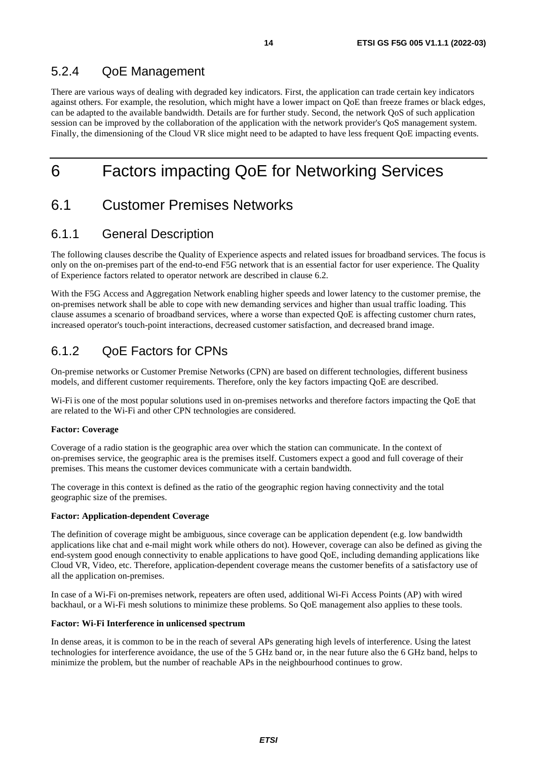### 5.2.4 QoE Management

There are various ways of dealing with degraded key indicators. First, the application can trade certain key indicators against others. For example, the resolution, which might have a lower impact on QoE than freeze frames or black edges, can be adapted to the available bandwidth. Details are for further study. Second, the network QoS of such application session can be improved by the collaboration of the application with the network provider's QoS management system. Finally, the dimensioning of the Cloud VR slice might need to be adapted to have less frequent QoE impacting events.

# 6 Factors impacting QoE for Networking Services

## 6.1 Customer Premises Networks

### 6.1.1 General Description

The following clauses describe the Quality of Experience aspects and related issues for broadband services. The focus is only on the on-premises part of the end-to-end F5G network that is an essential factor for user experience. The Quality of Experience factors related to operator network are described in clause 6.2.

With the F5G Access and Aggregation Network enabling higher speeds and lower latency to the customer premise, the on-premises network shall be able to cope with new demanding services and higher than usual traffic loading. This clause assumes a scenario of broadband services, where a worse than expected QoE is affecting customer churn rates, increased operator's touch-point interactions, decreased customer satisfaction, and decreased brand image.

### 6.1.2 QoE Factors for CPNs

On-premise networks or Customer Premise Networks (CPN) are based on different technologies, different business models, and different customer requirements. Therefore, only the key factors impacting QoE are described.

Wi-Fi is one of the most popular solutions used in on-premises networks and therefore factors impacting the QoE that are related to the Wi-Fi and other CPN technologies are considered.

**Factor: Coverage**

Coverage of a radio station is the geographic area over which the station can communicate. In the context of on-premises service, the geographic area is the premises itself. Customers expect a good and full coverage of their premises. This means the customer devices communicate with a certain bandwidth.

The coverage in this context is defined as the ratio of the geographic region having connectivity and the total geographic size of the premises.

**Factor: Application-dependent Coverage**

The definition of coverage might be ambiguous, since coverage can be application dependent (e.g. low bandwidth applications like chat and e-mail might work while others do not). However, coverage can also be defined as giving the end-system good enough connectivity to enable applications to have good QoE, including demanding applications like Cloud VR, Video, etc. Therefore, application-dependent coverage means the customer benefits of a satisfactory use of all the application on-premises.

In case of a Wi-Fi on-premises network, repeaters are often used, additional Wi-Fi Access Points (AP) with wired backhaul, or a Wi-Fi mesh solutions to minimize these problems. So QoE management also applies to these tools.

**Factor: Wi-Fi Interference in unlicensed spectrum**

In dense areas, it is common to be in the reach of several APs generating high levels of interference. Using the latest technologies for interference avoidance, the use of the 5 GHz band or, in the near future also the 6 GHz band, helps to minimize the problem, but the number of reachable APs in the neighbourhood continues to grow.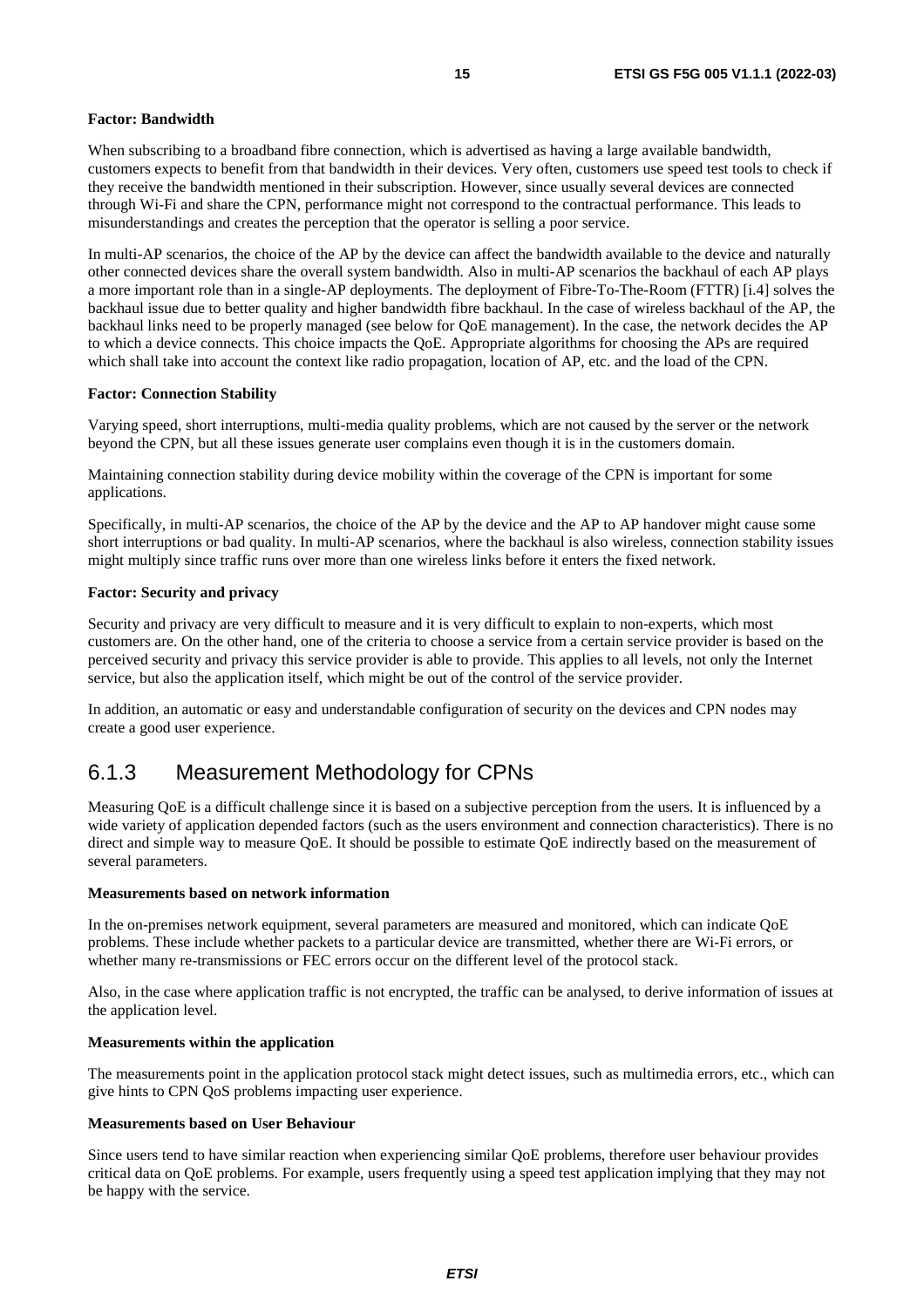**Factor: Bandwidth**

When subscribing to a broadband fibre connection, which is advertised as having a large available bandwidth, customers expects to benefit from that bandwidth in their devices. Very often, customers use speed test tools to check if they receive the bandwidth mentioned in their subscription. However, since usually several devices are connected through Wi-Fi and share the CPN, performance might not correspond to the contractual performance. This leads to misunderstandings and creates the perception that the operator is selling a poor service.

In multi-AP scenarios, the choice of the AP by the device can affect the bandwidth available to the device and naturally other connected devices share the overall system bandwidth. Also in multi-AP scenarios the backhaul of each AP plays a more important role than in a single-AP deployments. The deployment of Fibre-To-The-Room (FTTR) [i.4] solves the backhaul issue due to better quality and higher bandwidth fibre backhaul. In the case of wireless backhaul of the AP, the backhaul links need to be properly managed (see below for QoE management). In the case, the network decides the AP to which a device connects. This choice impacts the QoE. Appropriate algorithms for choosing the APs are required which shall take into account the context like radio propagation, location of AP, etc. and the load of the CPN.

**Factor: Connection Stability**

Varying speed, short interruptions, multi-media quality problems, which are not caused by the server or the network beyond the CPN, but all these issues generate user complains even though it is in the customers domain.

Maintaining connection stability during device mobility within the coverage of the CPN is important for some applications.

Specifically, in multi-AP scenarios, the choice of the AP by the device and the AP to AP handover might cause some short interruptions or bad quality. In multi-AP scenarios, where the backhaul is also wireless, connection stability issues might multiply since traffic runs over more than one wireless links before it enters the fixed network.

**Factor: Security and privacy**

Security and privacy are very difficult to measure and it is very difficult to explain to non-experts, which most customers are. On the other hand, one of the criteria to choose a service from a certain service provider is based on the perceived security and privacy this service provider is able to provide. This applies to all levels, not only the Internet service, but also the application itself, which might be out of the control of the service provider.

In addition, an automatic or easy and understandable configuration of security on the devices and CPN nodes may create a good user experience.

### 6.1.3 Measurement Methodology for CPNs

Measuring QoE is a difficult challenge since it is based on a subjective perception from the users. It is influenced by a wide variety of application depended factors (such as the users environment and connection characteristics). There is no direct and simple way to measure QoE. It should be possible to estimate QoE indirectly based on the measurement of several parameters.

**Measurements based on network information**

In the on-premises network equipment, several parameters are measured and monitored, which can indicate QoE problems. These include whether packets to a particular device are transmitted, whether there are Wi-Fi errors, or whether many re-transmissions or FEC errors occur on the different level of the protocol stack.

Also, in the case where application traffic is not encrypted, the traffic can be analysed, to derive information of issues at the application level.

**Measurements within the application**

The measurements point in the application protocol stack might detect issues, such as multimedia errors, etc., which can give hints to CPN QoS problems impacting user experience.

**Measurements based on User Behaviour**

Since users tend to have similar reaction when experiencing similar QoE problems, therefore user behaviour provides critical data on QoE problems. For example, users frequently using a speed test application implying that they may not be happy with the service.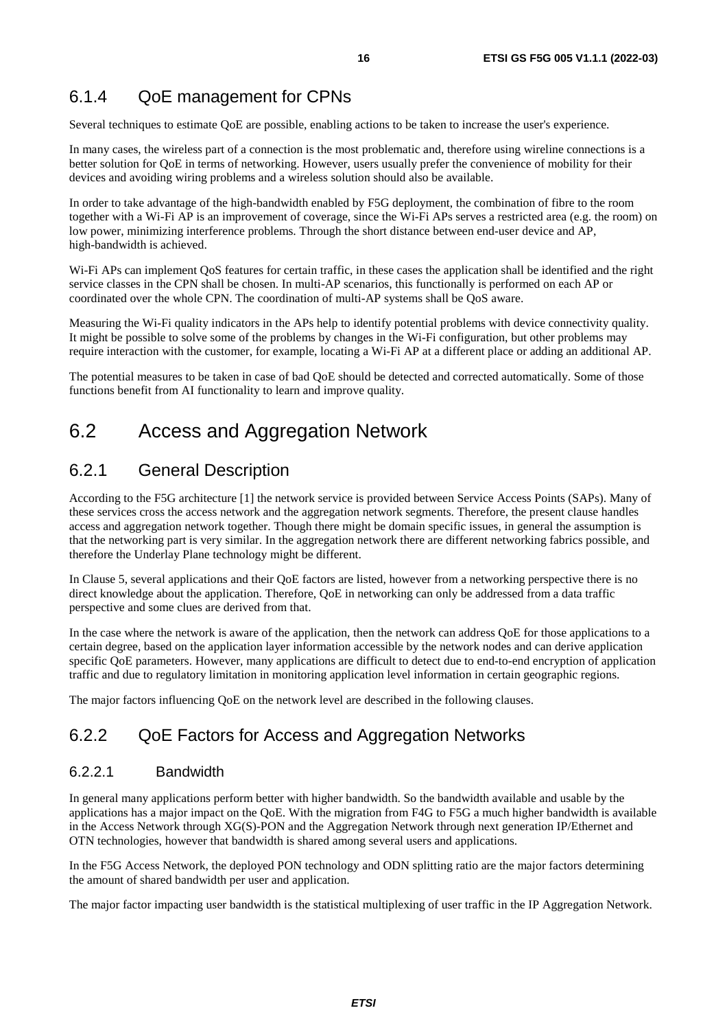### 6.1.4 QoE management for CPNs

Several techniques to estimate QoE are possible, enabling actions to be taken to increase the user's experience.

In many cases, the wireless part of a connection is the most problematic and, therefore using wireline connections is a better solution for QoE in terms of networking. However, users usually prefer the convenience of mobility for their devices and avoiding wiring problems and a wireless solution should also be available.

In order to take advantage of the high-bandwidth enabled by F5G deployment, the combination of fibre to the room together with a Wi-Fi AP is an improvement of coverage, since the Wi-Fi APs serves a restricted area (e.g. the room) on low power, minimizing interference problems. Through the short distance between end-user device and AP, high-bandwidth is achieved.

Wi-Fi APs can implement QoS features for certain traffic, in these cases the application shall be identified and the right service classes in the CPN shall be chosen. In multi-AP scenarios, this functionally is performed on each AP or coordinated over the whole CPN. The coordination of multi-AP systems shall be QoS aware.

Measuring the Wi-Fi quality indicators in the APs help to identify potential problems with device connectivity quality. It might be possible to solve some of the problems by changes in the Wi-Fi configuration, but other problems may require interaction with the customer, for example, locating a Wi-Fi AP at a different place or adding an additional AP.

The potential measures to be taken in case of bad QoE should be detected and corrected automatically. Some of those functions benefit from AI functionality to learn and improve quality.

## 6.2 Access and Aggregation Network

### 6.2.1 General Description

According to the F5G architecture [1] the network service is provided between Service Access Points (SAPs). Many of these services cross the access network and the aggregation network segments. Therefore, the present clause handles access and aggregation network together. Though there might be domain specific issues, in general the assumption is that the networking part is very similar. In the aggregation network there are different networking fabrics possible, and therefore the Underlay Plane technology might be different.

In Clause 5, several applications and their QoE factors are listed, however from a networking perspective there is no direct knowledge about the application. Therefore, QoE in networking can only be addressed from a data traffic perspective and some clues are derived from that.

In the case where the network is aware of the application, then the network can address QoE for those applications to a certain degree, based on the application layer information accessible by the network nodes and can derive application specific QoE parameters. However, many applications are difficult to detect due to end-to-end encryption of application traffic and due to regulatory limitation in monitoring application level information in certain geographic regions.

The major factors influencing QoE on the network level are described in the following clauses.

### 6.2.2 QoE Factors for Access and Aggregation Networks

#### 6.2.2.1 Bandwidth

In general many applications perform better with higher bandwidth. So the bandwidth available and usable by the applications has a major impact on the QoE. With the migration from F4G to F5G a much higher bandwidth is available in the Access Network through XG(S)-PON and the Aggregation Network through next generation IP/Ethernet and OTN technologies, however that bandwidth is shared among several users and applications.

In the F5G Access Network, the deployed PON technology and ODN splitting ratio are the major factors determining the amount of shared bandwidth per user and application.

The major factor impacting user bandwidth is the statistical multiplexing of user traffic in the IP Aggregation Network.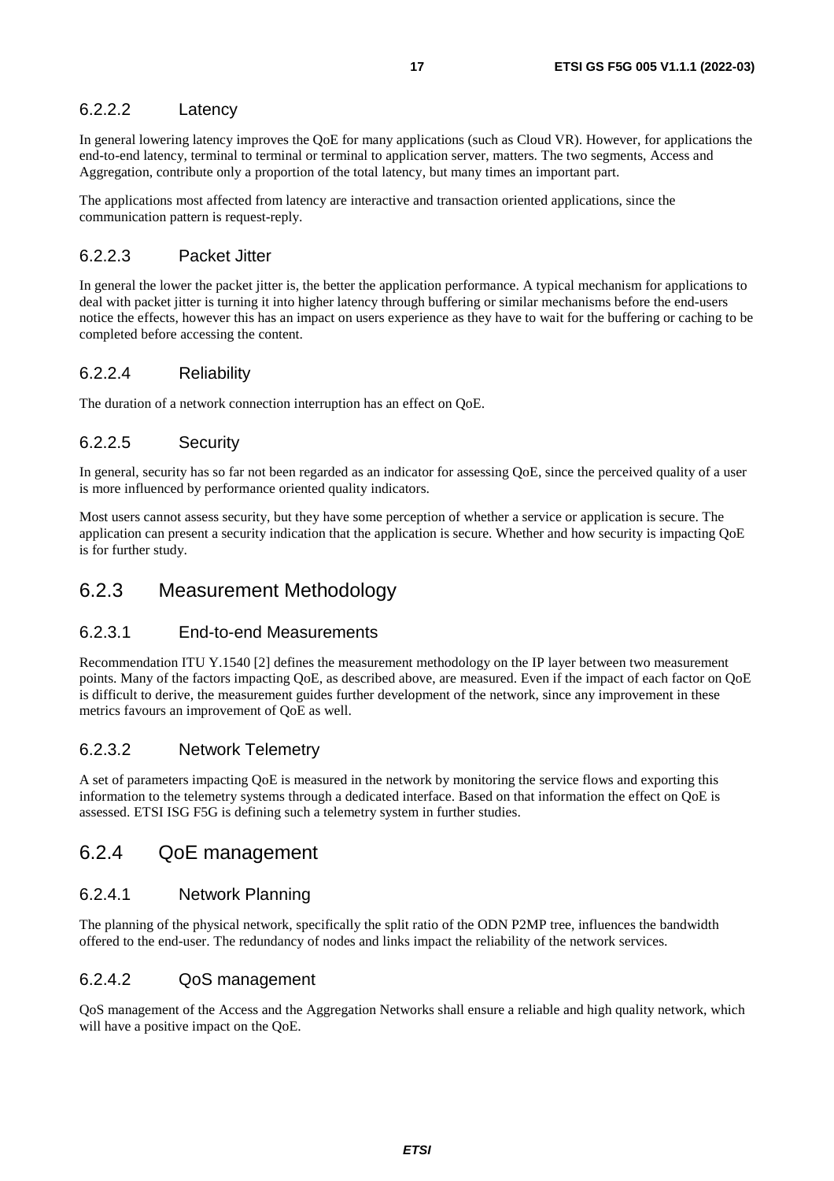#### 6.2.2.2 Latency

In general lowering latency improves the QoE for many applications (such as Cloud VR). However, for applications the end-to-end latency, terminal to terminal or terminal to application server, matters. The two segments, Access and Aggregation, contribute only a proportion of the total latency, but many times an important part.

The applications most affected from latency are interactive and transaction oriented applications, since the communication pattern is request-reply.

#### 6.2.2.3 Packet Jitter

In general the lower the packet jitter is, the better the application performance. A typical mechanism for applications to deal with packet jitter is turning it into higher latency through buffering or similar mechanisms before the end-users notice the effects, however this has an impact on users experience as they have to wait for the buffering or caching to be completed before accessing the content.

#### 6.2.2.4 Reliability

The duration of a network connection interruption has an effect on QoE.

#### 6.2.2.5 Security

In general, security has so far not been regarded as an indicator for assessing QoE, since the perceived quality of a user is more influenced by performance oriented quality indicators.

Most users cannot assess security, but they have some perception of whether a service or application is secure. The application can present a security indication that the application is secure. Whether and how security is impacting QoE is for further study.

### 6.2.3 Measurement Methodology

#### 6.2.3.1 End-to-end Measurements

Recommendation ITU Y.1540 [2] defines the measurement methodology on the IP layer between two measurement points. Many of the factors impacting QoE, as described above, are measured. Even if the impact of each factor on QoE is difficult to derive, the measurement guides further development of the network, since any improvement in these metrics favours an improvement of QoE as well.

#### 6.2.3.2 Network Telemetry

A set of parameters impacting QoE is measured in the network by monitoring the service flows and exporting this information to the telemetry systems through a dedicated interface. Based on that information the effect on QoE is assessed. ETSI ISG F5G is defining such a telemetry system in further studies.

### 6.2.4 QoE management

#### 6.2.4.1 Network Planning

The planning of the physical network, specifically the split ratio of the ODN P2MP tree, influences the bandwidth offered to the end-user. The redundancy of nodes and links impact the reliability of the network services.

#### 6.2.4.2 QoS management

QoS management of the Access and the Aggregation Networks shall ensure a reliable and high quality network, which will have a positive impact on the QoE.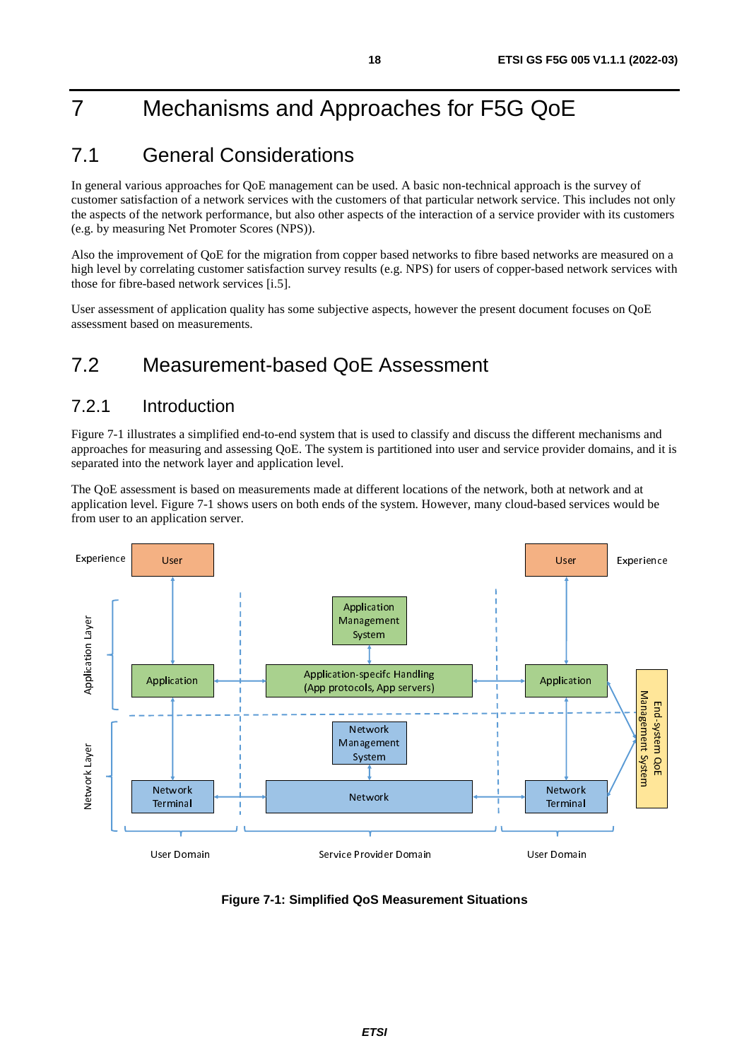# 7 Mechanisms and Approaches for F5G QoE

## 7.1 General Considerations

In general various approaches for QoE management can be used. A basic non-technical approach is the survey of customer satisfaction of a network services with the customers of that particular network service. This includes not only the aspects of the network performance, but also other aspects of the interaction of a service provider with its customers (e.g. by measuring Net Promoter Scores (NPS)).

Also the improvement of QoE for the migration from copper based networks to fibre based networks are measured on a high level by correlating customer satisfaction survey results (e.g. NPS) for users of copper-based network services with those for fibre-based network services [i.5].

User assessment of application quality has some subjective aspects, however the present document focuses on QoE assessment based on measurements.

## 7.2 Measurement-based QoE Assessment

### 7.2.1 Introduction

Figure 7-1 illustrates a simplified end-to-end system that is used to classify and discuss the different mechanisms and approaches for measuring and assessing QoE. The system is partitioned into user and service provider domains, and it is separated into the network layer and application level.

The QoE assessment is based on measurements made at different locations of the network, both at network and at application level. Figure 7-1 shows users on both ends of the system. However, many cloud-based services would be from user to an application server.

**Figure 7-1: Simplified QoS Measurement Situations**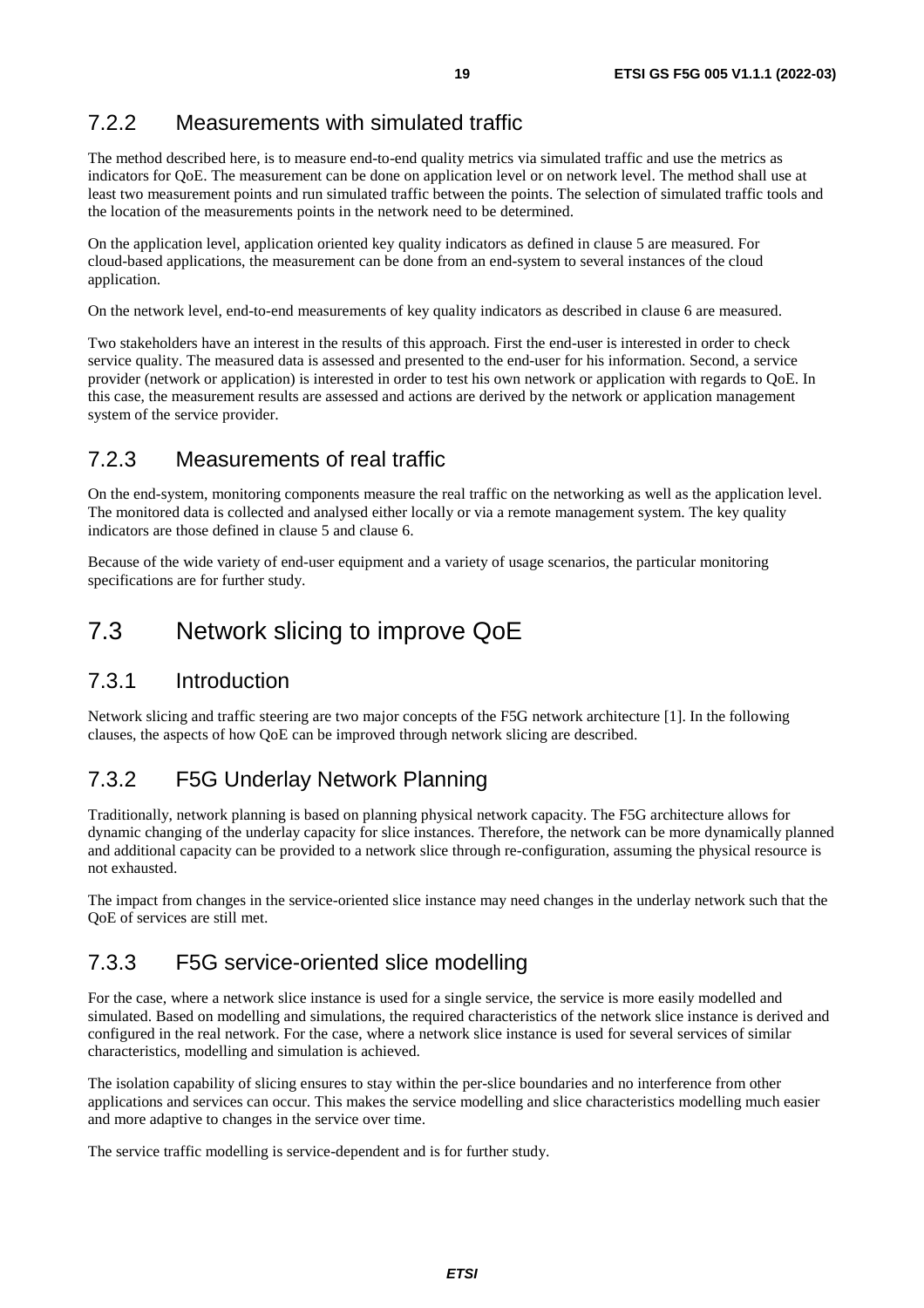### 7.2.2 Measurements with simulated traffic

The method described here, is to measure end-to-end quality metrics via simulated traffic and use the metrics as indicators for QoE. The measurement can be done on application level or on network level. The method shall use at least two measurement points and run simulated traffic between the points. The selection of simulated traffic tools and the location of the measurements points in the network need to be determined.

On the application level, application oriented key quality indicators as defined in clause 5 are measured. For cloud-based applications, the measurement can be done from an end-system to several instances of the cloud application.

On the network level, end-to-end measurements of key quality indicators as described in clause 6 are measured.

Two stakeholders have an interest in the results of this approach. First the end-user is interested in order to check service quality. The measured data is assessed and presented to the end-user for his information. Second, a service provider (network or application) is interested in order to test his own network or application with regards to QoE. In this case, the measurement results are assessed and actions are derived by the network or application management system of the service provider.

### 7.2.3 Measurements of real traffic

On the end-system, monitoring components measure the real traffic on the networking as well as the application level. The monitored data is collected and analysed either locally or via a remote management system. The key quality indicators are those defined in clause 5 and clause 6.

Because of the wide variety of end-user equipment and a variety of usage scenarios, the particular monitoring specifications are for further study.

## 7.3 Network slicing to improve QoE

### 7.3.1 Introduction

Network slicing and traffic steering are two major concepts of the F5G network architecture [1]. In the following clauses, the aspects of how QoE can be improved through network slicing are described.

### 7.3.2 F5G Underlay Network Planning

Traditionally, network planning is based on planning physical network capacity. The F5G architecture allows for dynamic changing of the underlay capacity for slice instances. Therefore, the network can be more dynamically planned and additional capacity can be provided to a network slice through re-configuration, assuming the physical resource is not exhausted.

The impact from changes in the service-oriented slice instance may need changes in the underlay network such that the QoE of services are still met.

### 7.3.3 F5G service-oriented slice modelling

For the case, where a network slice instance is used for a single service, the service is more easily modelled and simulated. Based on modelling and simulations, the required characteristics of the network slice instance is derived and configured in the real network. For the case, where a network slice instance is used for several services of similar characteristics, modelling and simulation is achieved.

The isolation capability of slicing ensures to stay within the per-slice boundaries and no interference from other applications and services can occur. This makes the service modelling and slice characteristics modelling much easier and more adaptive to changes in the service over time.

The service traffic modelling is service-dependent and is for further study.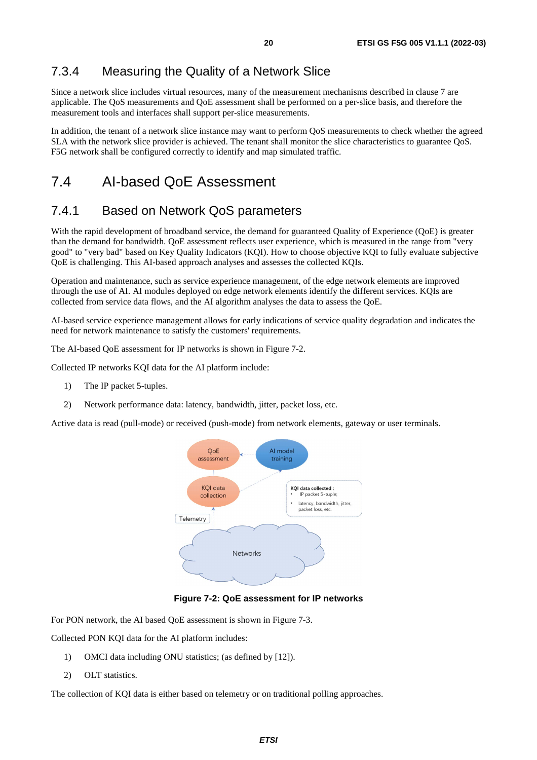### 7.3.4 Measuring the Quality of a Network Slice

Since a network slice includes virtual resources, many of the measurement mechanisms described in clause 7 are applicable. The QoS measurements and QoE assessment shall be performed on a per-slice basis, and therefore the measurement tools and interfaces shall support per-slice measurements.

In addition, the tenant of a network slice instance may want to perform QoS measurements to check whether the agreed SLA with the network slice provider is achieved. The tenant shall monitor the slice characteristics to guarantee QoS. F5G network shall be configured correctly to identify and map simulated traffic.

## 7.4 AI-based QoE Assessment

### 7.4.1 Based on Network QoS parameters

With the rapid development of broadband service, the demand for guaranteed Quality of Experience (QoE) is greater than the demand for bandwidth. QoE assessment reflects user experience, which is measured in the range from "very good" to "very bad" based on Key Quality Indicators (KQI). How to choose objective KQI to fully evaluate subjective QoE is challenging. This AI-based approach analyses and assesses the collected KQIs.

Operation and maintenance, such as service experience management, of the edge network elements are improved through the use of AI. AI modules deployed on edge network elements identify the different services. KQIs are collected from service data flows, and the AI algorithm analyses the data to assess the QoE.

AI-based service experience management allows for early indications of service quality degradation and indicates the need for network maintenance to satisfy the customers' requirements.

The AI-based QoE assessment for IP networks is shown in Figure 7-2.

Collected IP networks KQI data for the AI platform include:

1) The IP packet 5-tuples.

2) Network performance data: latency, bandwidth, jitter, packet loss, etc.

Active data is read (pull-mode) or received (push-mode) from network elements, gateway or user terminals.

**Figure 7-2: QoE assessment for IP networks**

For PON network, the AI based QoE assessment is shown in Figure 7-3.

Collected PON KQI data for the AI platform includes:

1) OMCI data including ONU statistics; (as defined by [12]).

2) OLT statistics.

The collection of KQI data is either based on telemetry or on traditional polling approaches.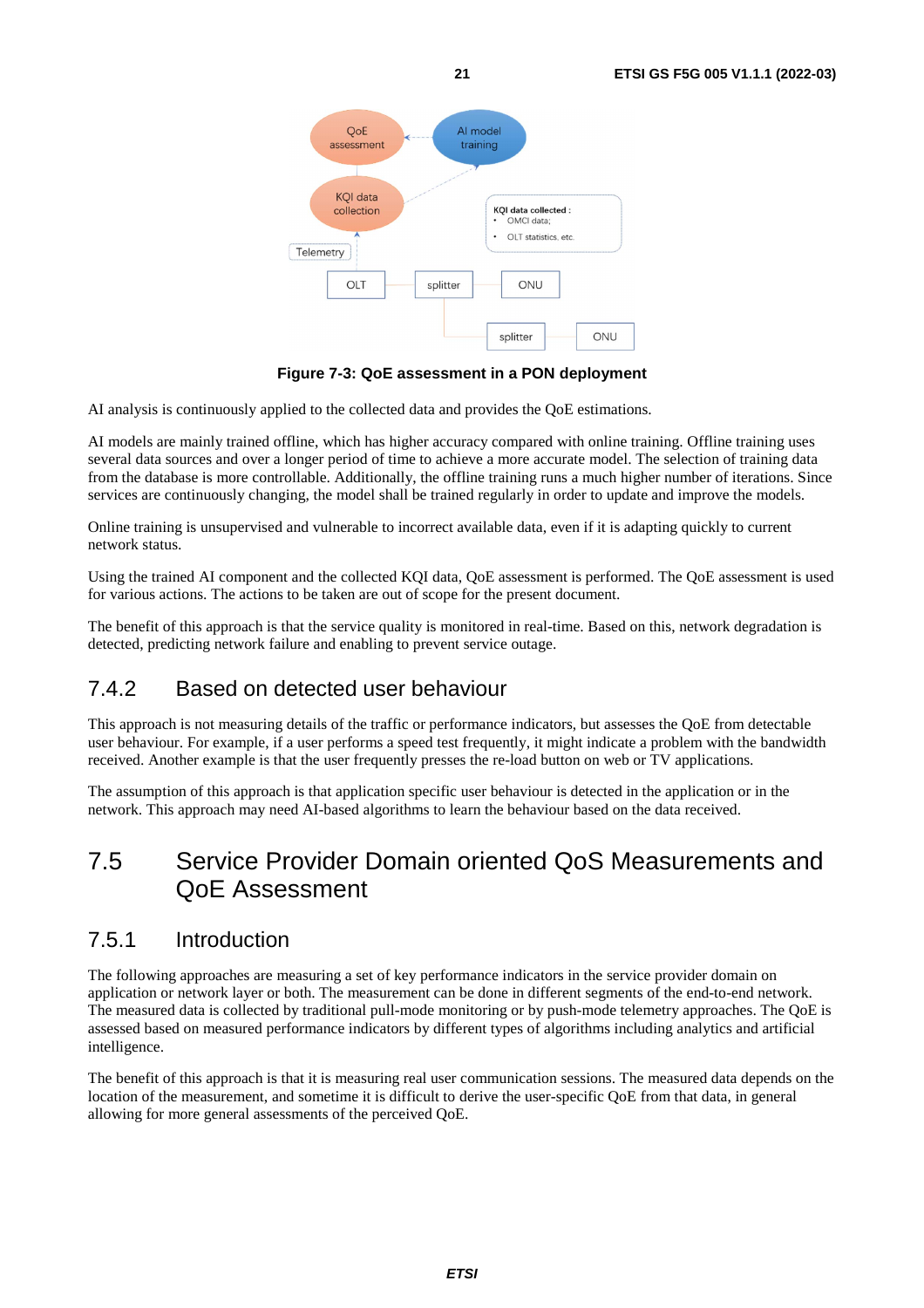Figure 7-3: QoE assessment in a PON deployment

AI analysis is continuously applied to the collected data and provides the QoE estimations.

AI models are mainly trained offline, which has higher accuracy compared with online training. Offline training uses several data sources and over a longer period of time to achieve a more accurate model. The selection of training data from the database is more controllable. Additionally, the offline training runs a much higher number of iterations. Since services are continuously changing, the model shall be trained regularly in order to update and improve the models.

Online training is unsupervised and vulnerable to incorrect available data, even if it is adapting quickly to current network status.

Using the trained AI component and the collected KQI data, QoE assessment is performed. The QoE assessment is used for various actions. The actions to be taken are out of scope for the present document.

The benefit of this approach is that the service quality is monitored in real-time. Based on this, network degradation is detected, predicting network failure and enabling to prevent service outage.

### 7.4.2 Based on detected user behaviour

This approach is not measuring details of the traffic or performance indicators, but assesses the QoE from detectable user behaviour. For example, if a user performs a speed test frequently, it might indicate a problem with the bandwidth received. Another example is that the user frequently presses the re-load button on web or TV applications.

The assumption of this approach is that application specific user behaviour is detected in the application or in the network. This approach may need AI-based algorithms to learn the behaviour based on the data received.

## 7.5 Service Provider Domain oriented QoS Measurements and QoE Assessment

### 7.5.1 Introduction

The following approaches are measuring a set of key performance indicators in the service provider domain on application or network layer or both. The measurement can be done in different segments of the end-to-end network. The measured data is collected by traditional pull-mode monitoring or by push-mode telemetry approaches. The QoE is assessed based on measured performance indicators by different types of algorithms including analytics and artificial intelligence.

The benefit of this approach is that it is measuring real user communication sessions. The measured data depends on the location of the measurement, and sometime it is difficult to derive the user-specific QoE from that data, in general allowing for more general assessments of the perceived QoE.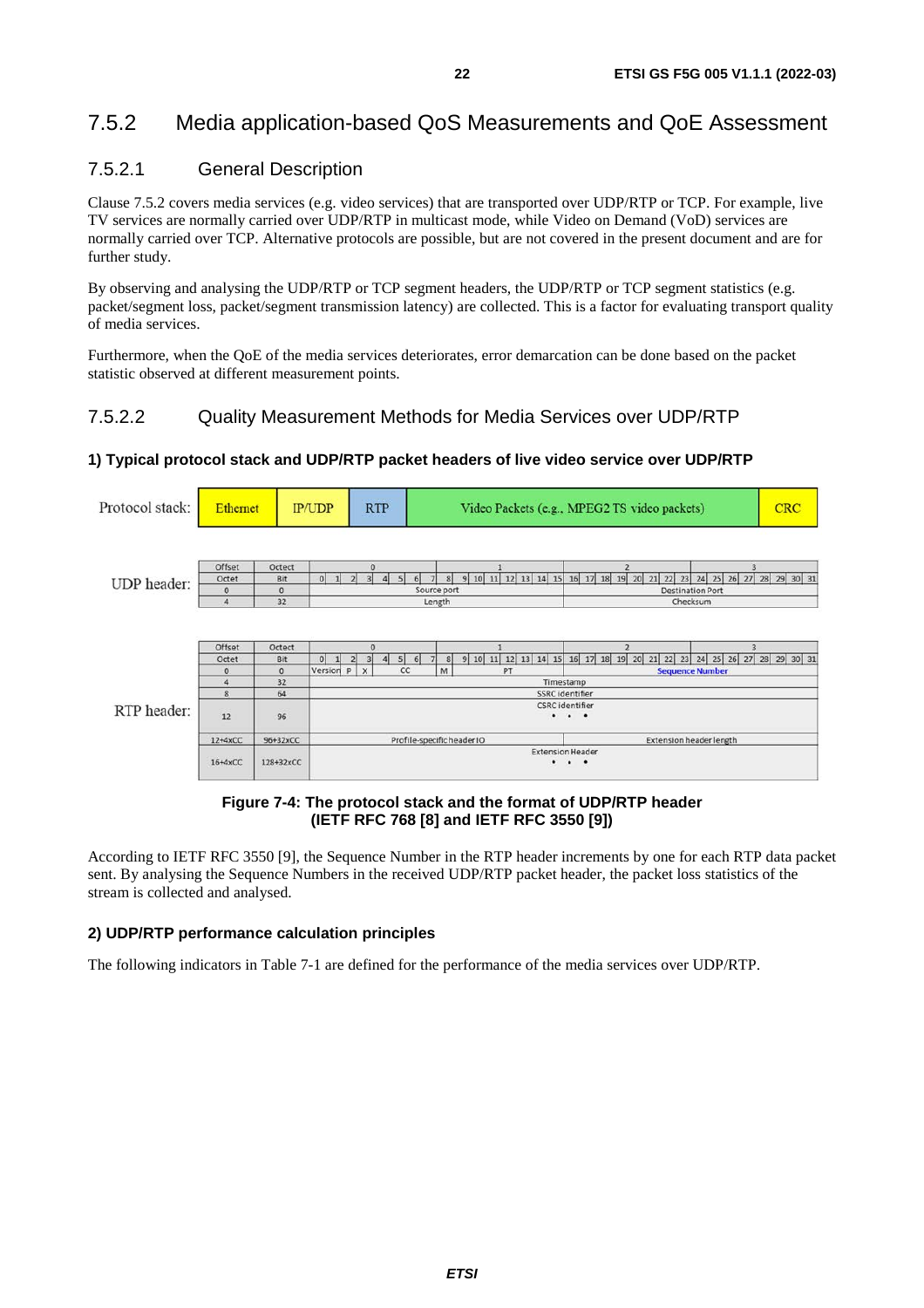### 7.5.2 Media application-based QoS Measurements and QoE Assessment

#### 7.5.2.1 General Description

Clause 7.5.2 covers media services (e.g. video services) that are transported over UDP/RTP or TCP. For example, live TV services are normally carried over UDP/RTP in multicast mode, while Video on Demand (VoD) services are normally carried over TCP. Alternative protocols are possible, but are not covered in the present document and are for further study.

By observing and analysing the UDP/RTP or TCP segment headers, the UDP/RTP or TCP segment statistics (e.g. packet/segment loss, packet/segment transmission latency) are collected. This is a factor for evaluating transport quality of media services.

Furthermore, when the QoE of the media services deteriorates, error demarcation can be done based on the packet statistic observed at different measurement points.

#### 7.5.2.2 Quality Measurement Methods for Media Services over UDP/RTP

**1) Typical protocol stack and UDP/RTP packet headers of live video service over UDP/RTP**

Protocol stack:

| Ethernet | IP/UDP | RTP | Video Packets (e.g., MPEG2 TS video packets) | CRC |
|---|---|---|---|---|

UDP header:

| Offset Octet | Octect Bit | 0 (bits 0-7) | 1 (bits 8-15) | 2 (bits 16-23) | 3 (bits 24-31) |
|---|---|---|---|---|---|
| 0 | 0 | Source port | | Destination Port | |
| 4 | 32 | Length | | Checksum | |

RTP header:

| Offset Octet | Octect Bit | 0 (bits 0-7) | 1 (bits 8-15) | 2 (bits 16-23) | 3 (bits 24-31) |
|---|---|---|---|---|---|
| 0 | 0 | Version, P, X, CC | M, PT | Sequence Number | |
| 4 | 32 | Timestamp | | | |
| 8 | 64 | SSRC identifier | | | |
| 12 | 96 | CSRC identifier • • • | | | |
| 12+4xCC | 96+32xCC | Profile-specific header ID | | Extension header length | |
| 16+4xCC | 128+32xCC | Extension Header • • • | | | |

**Figure 7-4: The protocol stack and the format of UDP/RTP header (IETF RFC 768 [8] and IETF RFC 3550 [9])**

According to IETF RFC 3550 [9], the Sequence Number in the RTP header increments by one for each RTP data packet sent. By analysing the Sequence Numbers in the received UDP/RTP packet header, the packet loss statistics of the stream is collected and analysed.

**2) UDP/RTP performance calculation principles**

The following indicators in Table 7-1 are defined for the performance of the media services over UDP/RTP.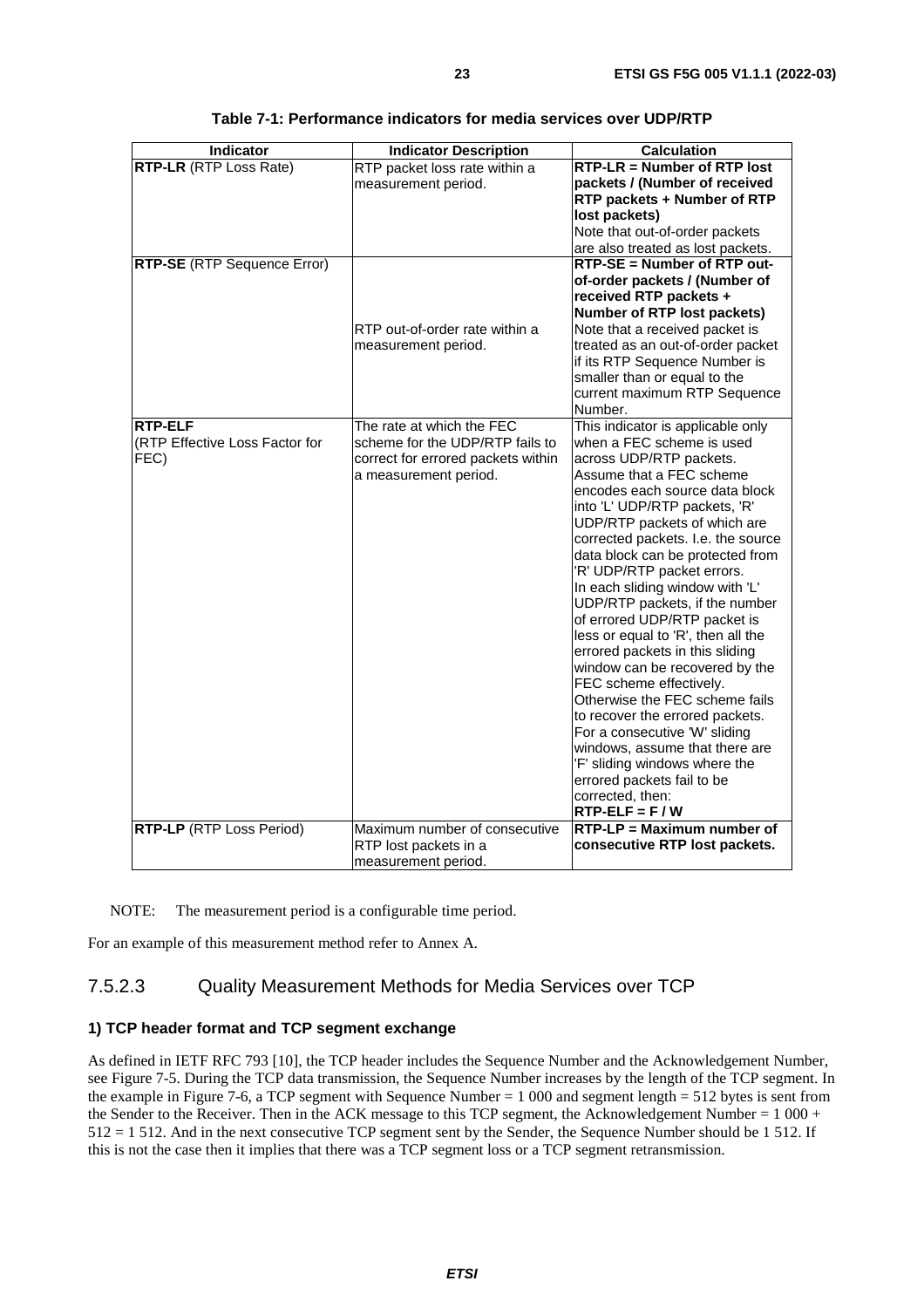**Table 7-1: Performance indicators for media services over UDP/RTP**

| Indicator | Indicator Description | Calculation |
|---|---|---|
| **RTP-LR** (RTP Loss Rate) | RTP packet loss rate within a measurement period. | **RTP-LR = Number of RTP lost packets / (Number of received RTP packets + Number of RTP lost packets)** Note that out-of-order packets are also treated as lost packets. |
| **RTP-SE** (RTP Sequence Error) | RTP out-of-order rate within a measurement period. | **RTP-SE = Number of RTP out-of-order packets / (Number of received RTP packets + Number of RTP lost packets)** Note that a received packet is treated as an out-of-order packet if its RTP Sequence Number is smaller than or equal to the current maximum RTP Sequence Number. |
| **RTP-ELF** (RTP Effective Loss Factor for FEC) | The rate at which the FEC scheme for the UDP/RTP fails to correct for errored packets within a measurement period. | This indicator is applicable only when a FEC scheme is used across UDP/RTP packets. Assume that a FEC scheme encodes each source data block into 'L' UDP/RTP packets, 'R' UDP/RTP packets of which are corrected packets. I.e. the source data block can be protected from 'R' UDP/RTP packet errors. In each sliding window with 'L' UDP/RTP packets, if the number of errored UDP/RTP packet is less or equal to 'R', then all the errored packets in this sliding window can be recovered by the FEC scheme effectively. Otherwise the FEC scheme fails to recover the errored packets. For a consecutive 'W' sliding windows, assume that there are 'F' sliding windows where the errored packets fail to be corrected, then: **RTP-ELF = F / W** |
| **RTP-LP** (RTP Loss Period) | Maximum number of consecutive RTP lost packets in a measurement period. | **RTP-LP = Maximum number of consecutive RTP lost packets.** |

NOTE: The measurement period is a configurable time period.

For an example of this measurement method refer to Annex A.

#### 7.5.2.3 Quality Measurement Methods for Media Services over TCP

**1) TCP header format and TCP segment exchange**

As defined in IETF RFC 793 [10], the TCP header includes the Sequence Number and the Acknowledgement Number, see Figure 7-5. During the TCP data transmission, the Sequence Number increases by the length of the TCP segment. In the example in Figure 7-6, a TCP segment with Sequence Number = 1 000 and segment length = 512 bytes is sent from the Sender to the Receiver. Then in the ACK message to this TCP segment, the Acknowledgement Number = 1 000 + 512 = 1 512. And in the next consecutive TCP segment sent by the Sender, the Sequence Number should be 1 512. If this is not the case then it implies that there was a TCP segment loss or a TCP segment retransmission.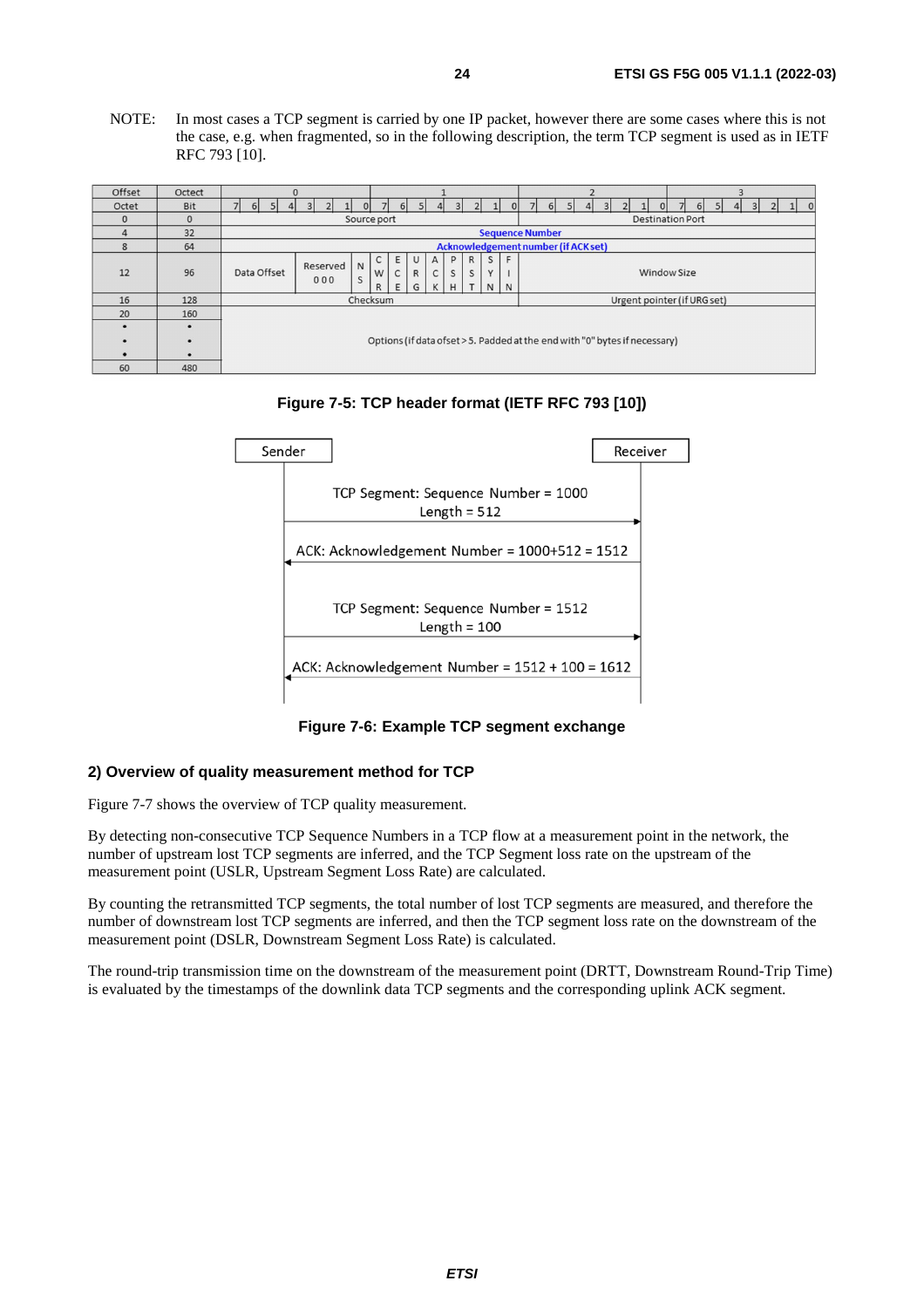NOTE: In most cases a TCP segment is carried by one IP packet, however there are some cases where this is not the case, e.g. when fragmented, so in the following description, the term TCP segment is used as in IETF RFC 793 [10].

| Offset Octet | Octect Bit | 0 (bits 7-0) | 1 (bits 7-0) | 2 (bits 7-0) | 3 (bits 7-0) |
|---|---|---|---|---|---|
| 0 | 0 | Source port | | Destination Port | |
| 4 | 32 | Sequence Number | | | |
| 8 | 64 | Acknowledgement number (if ACK set) | | | |
| 12 | 96 | Data Offset, Reserved 000, NS | CWR, ECE, URG, ACK, PSH, RST, SYN, FIN | Window Size | |
| 16 | 128 | Checksum | | Urgent pointer (if URG set) | |
| 20 | 160 | Options (if data ofset > 5. Padded at the end with "0" bytes if necessary) | | | |
| • | • | | | | |
| • | • | | | | |
| • | • | | | | |
| 60 | 480 | | | | |

**Figure 7-5: TCP header format (IETF RFC 793 [10])**

| Sender | | Receiver |
|---|---|---|
| | TCP Segment: Sequence Number = 1000, Length = 512 → | |
| | ← ACK: Acknowledgement Number = 1000+512 = 1512 | |
| | TCP Segment: Sequence Number = 1512, Length = 100 → | |
| | ← ACK: Acknowledgement Number = 1512 + 100 = 1612 | |

**Figure 7-6: Example TCP segment exchange**

### 2) Overview of quality measurement method for TCP

Figure 7-7 shows the overview of TCP quality measurement.

By detecting non-consecutive TCP Sequence Numbers in a TCP flow at a measurement point in the network, the number of upstream lost TCP segments are inferred, and the TCP Segment loss rate on the upstream of the measurement point (USLR, Upstream Segment Loss Rate) are calculated.

By counting the retransmitted TCP segments, the total number of lost TCP segments are measured, and therefore the number of downstream lost TCP segments are inferred, and then the TCP segment loss rate on the downstream of the measurement point (DSLR, Downstream Segment Loss Rate) is calculated.

The round-trip transmission time on the downstream of the measurement point (DRTT, Downstream Round-Trip Time) is evaluated by the timestamps of the downlink data TCP segments and the corresponding uplink ACK segment.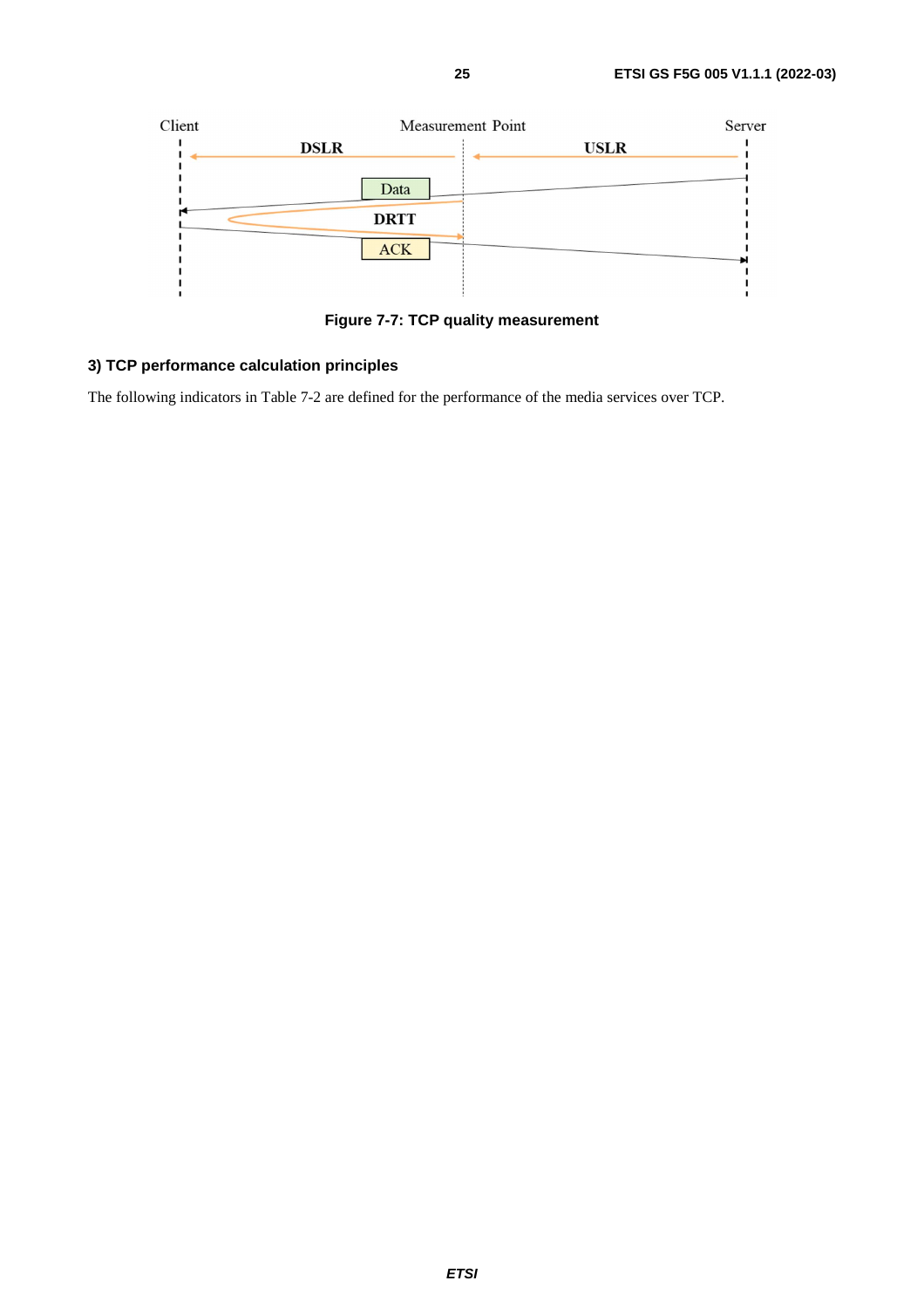Figure 7-7: TCP quality measurement

**3) TCP performance calculation principles**

The following indicators in Table 7-2 are defined for the performance of the media services over TCP.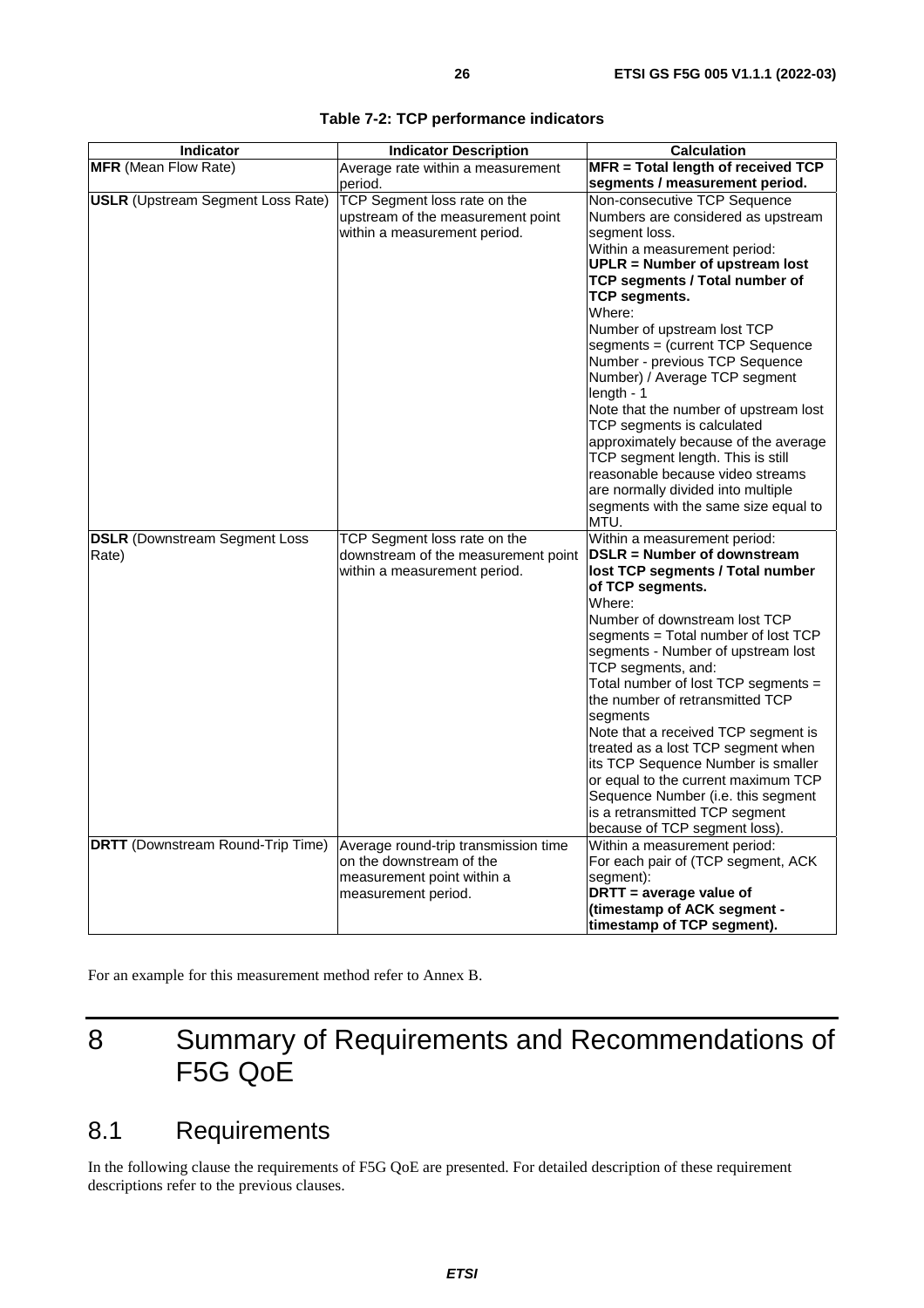**Table 7-2: TCP performance indicators**

| Indicator | Indicator Description | Calculation |
|---|---|---|
| **MFR** (Mean Flow Rate) | Average rate within a measurement period. | **MFR = Total length of received TCP segments / measurement period.** |
| **USLR** (Upstream Segment Loss Rate) | TCP Segment loss rate on the upstream of the measurement point within a measurement period. | Non-consecutive TCP Sequence Numbers are considered as upstream segment loss.<br>Within a measurement period:<br>**UPLR = Number of upstream lost TCP segments / Total number of TCP segments.**<br>Where:<br>Number of upstream lost TCP segments = (current TCP Sequence Number - previous TCP Sequence Number) / Average TCP segment length - 1<br>Note that the number of upstream lost TCP segments is calculated approximately because of the average TCP segment length. This is still reasonable because video streams are normally divided into multiple segments with the same size equal to MTU. |
| **DSLR** (Downstream Segment Loss Rate) | TCP Segment loss rate on the downstream of the measurement point within a measurement period. | Within a measurement period:<br>**DSLR = Number of downstream lost TCP segments / Total number of TCP segments.**<br>Where:<br>Number of downstream lost TCP segments = Total number of lost TCP segments - Number of upstream lost TCP segments, and:<br>Total number of lost TCP segments = the number of retransmitted TCP segments<br>Note that a received TCP segment is treated as a lost TCP segment when its TCP Sequence Number is smaller or equal to the current maximum TCP Sequence Number (i.e. this segment is a retransmitted TCP segment because of TCP segment loss). |
| **DRTT** (Downstream Round-Trip Time) | Average round-trip transmission time on the downstream of the measurement point within a measurement period. | Within a measurement period:<br>For each pair of (TCP segment, ACK segment):<br>**DRTT = average value of (timestamp of ACK segment - timestamp of TCP segment).** |

For an example for this measurement method refer to Annex B.

# 8 Summary of Requirements and Recommendations of F5G QoE

## 8.1 Requirements

In the following clause the requirements of F5G QoE are presented. For detailed description of these requirement descriptions refer to the previous clauses.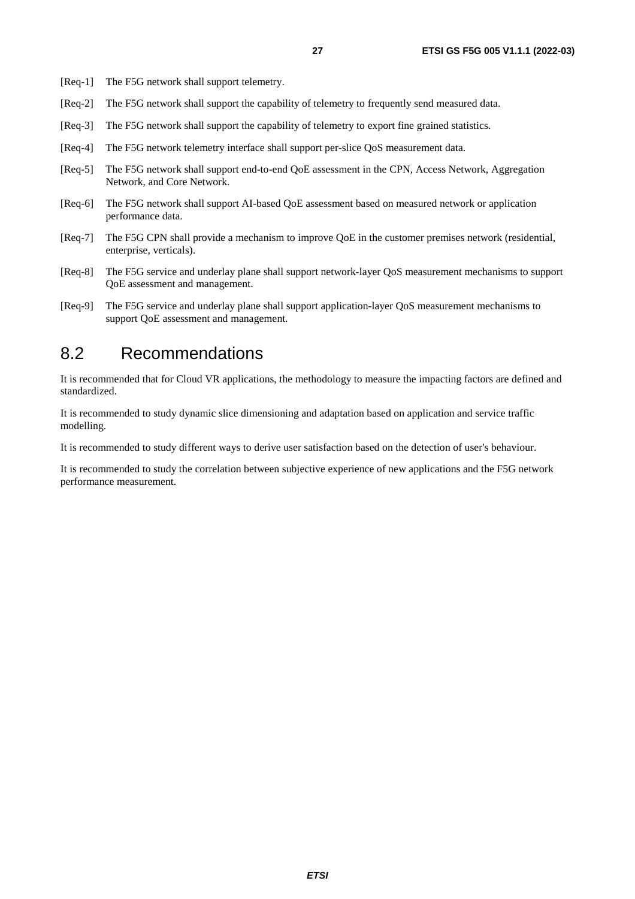[Req-1] The F5G network shall support telemetry.

[Req-2] The F5G network shall support the capability of telemetry to frequently send measured data.

[Req-3] The F5G network shall support the capability of telemetry to export fine grained statistics.

[Req-4] The F5G network telemetry interface shall support per-slice QoS measurement data.

[Req-5] The F5G network shall support end-to-end QoE assessment in the CPN, Access Network, Aggregation Network, and Core Network.

[Req-6] The F5G network shall support AI-based QoE assessment based on measured network or application performance data.

[Req-7] The F5G CPN shall provide a mechanism to improve QoE in the customer premises network (residential, enterprise, verticals).

[Req-8] The F5G service and underlay plane shall support network-layer QoS measurement mechanisms to support QoE assessment and management.

[Req-9] The F5G service and underlay plane shall support application-layer QoS measurement mechanisms to support QoE assessment and management.

## 8.2 Recommendations

It is recommended that for Cloud VR applications, the methodology to measure the impacting factors are defined and standardized.

It is recommended to study dynamic slice dimensioning and adaptation based on application and service traffic modelling.

It is recommended to study different ways to derive user satisfaction based on the detection of user's behaviour.

It is recommended to study the correlation between subjective experience of new applications and the F5G network performance measurement.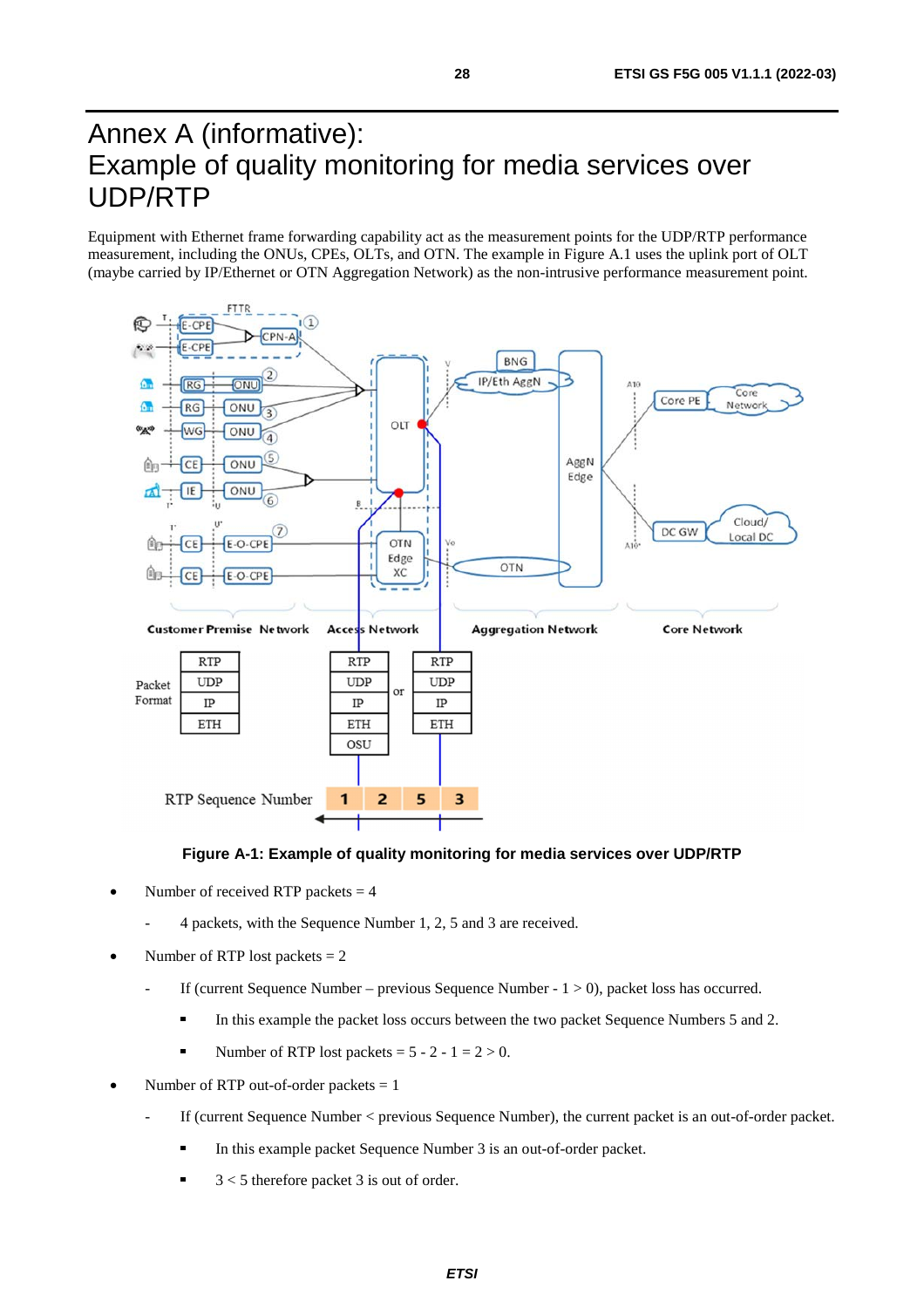# Annex A (informative): Example of quality monitoring for media services over UDP/RTP

Equipment with Ethernet frame forwarding capability act as the measurement points for the UDP/RTP performance measurement, including the ONUs, CPEs, OLTs, and OTN. The example in Figure A.1 uses the uplink port of OLT (maybe carried by IP/Ethernet or OTN Aggregation Network) as the non-intrusive performance measurement point.

**Figure A-1: Example of quality monitoring for media services over UDP/RTP**

- Number of received RTP packets = 4
  - 4 packets, with the Sequence Number 1, 2, 5 and 3 are received.
- Number of RTP lost packets = 2
  - If (current Sequence Number – previous Sequence Number - 1 > 0), packet loss has occurred.
    - In this example the packet loss occurs between the two packet Sequence Numbers 5 and 2.
    - Number of RTP lost packets = 5 - 2 - 1 = 2 > 0.
- Number of RTP out-of-order packets = 1
  - If (current Sequence Number < previous Sequence Number), the current packet is an out-of-order packet.
    - In this example packet Sequence Number 3 is an out-of-order packet.
    - 3 < 5 therefore packet 3 is out of order.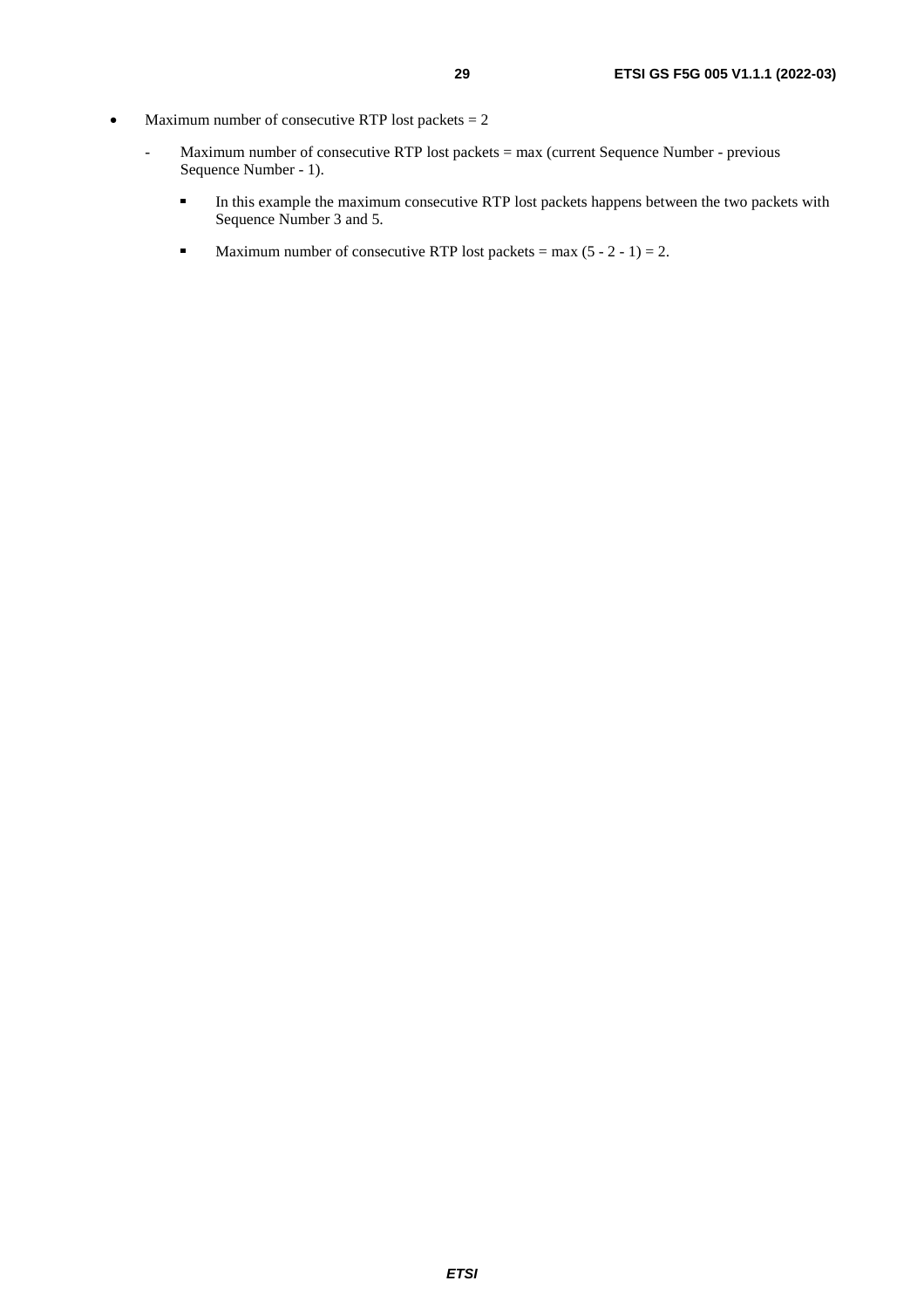- Maximum number of consecutive RTP lost packets = 2
  - Maximum number of consecutive RTP lost packets = max (current Sequence Number - previous Sequence Number - 1).
    - In this example the maximum consecutive RTP lost packets happens between the two packets with Sequence Number 3 and 5.
    - Maximum number of consecutive RTP lost packets = max (5 - 2 - 1) = 2.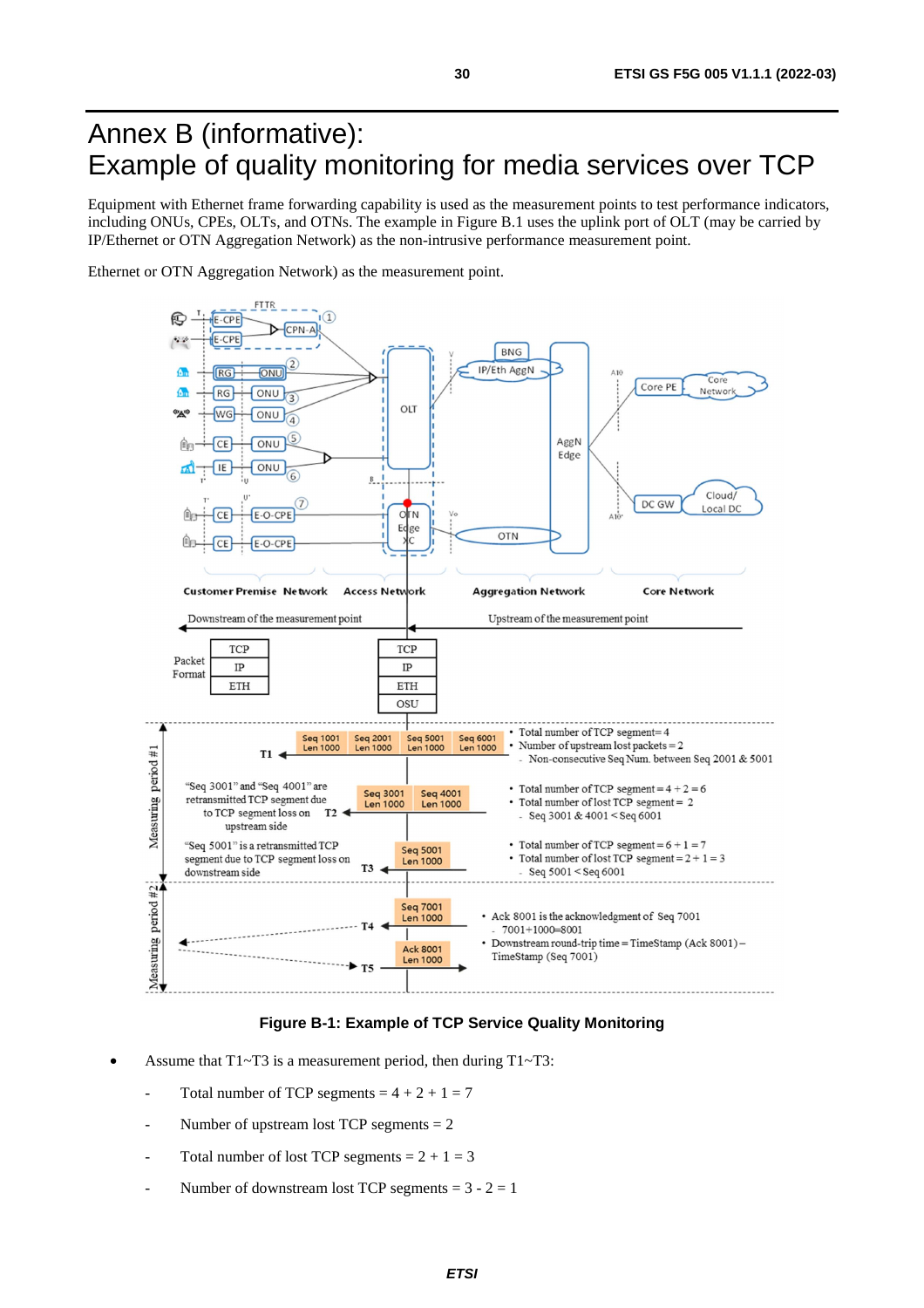# Annex B (informative): Example of quality monitoring for media services over TCP

Equipment with Ethernet frame forwarding capability is used as the measurement points to test performance indicators, including ONUs, CPEs, OLTs, and OTNs. The example in Figure B.1 uses the uplink port of OLT (may be carried by IP/Ethernet or OTN Aggregation Network) as the non-intrusive performance measurement point.

Ethernet or OTN Aggregation Network) as the measurement point.

**Figure B-1: Example of TCP Service Quality Monitoring**

- Assume that T1~T3 is a measurement period, then during T1~T3:
    - Total number of TCP segments = 4 + 2 + 1 = 7
    - Number of upstream lost TCP segments = 2
    - Total number of lost TCP segments = 2 + 1 = 3
    - Number of downstream lost TCP segments = 3 - 2 = 1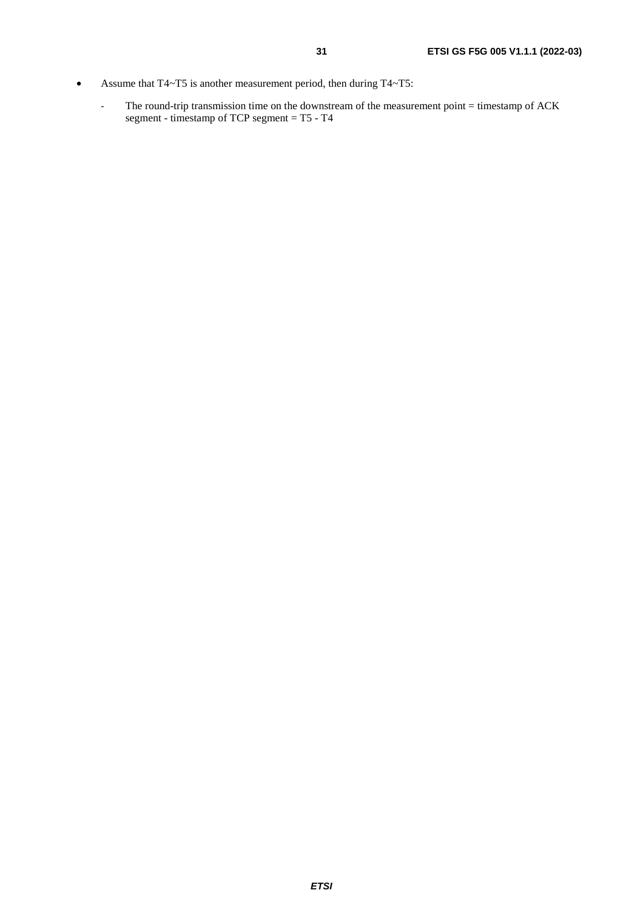- Assume that T4~T5 is another measurement period, then during T4~T5:
    - The round-trip transmission time on the downstream of the measurement point = timestamp of ACK segment - timestamp of TCP segment = T5 - T4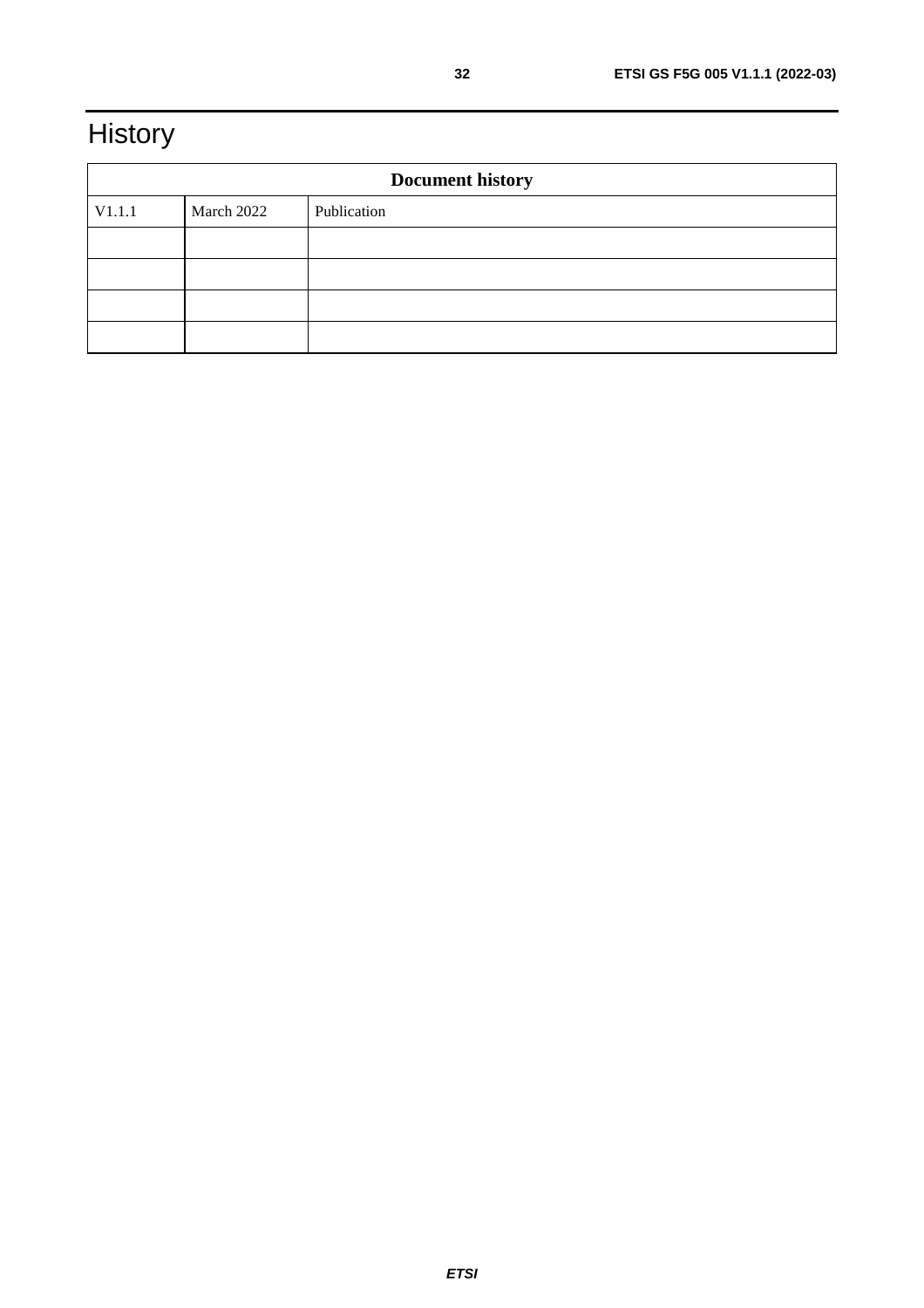# History

| Document history | | |
|---|---|---|
| V1.1.1 | March 2022 | Publication |
| | | |
| | | |
| | | |
| | | |